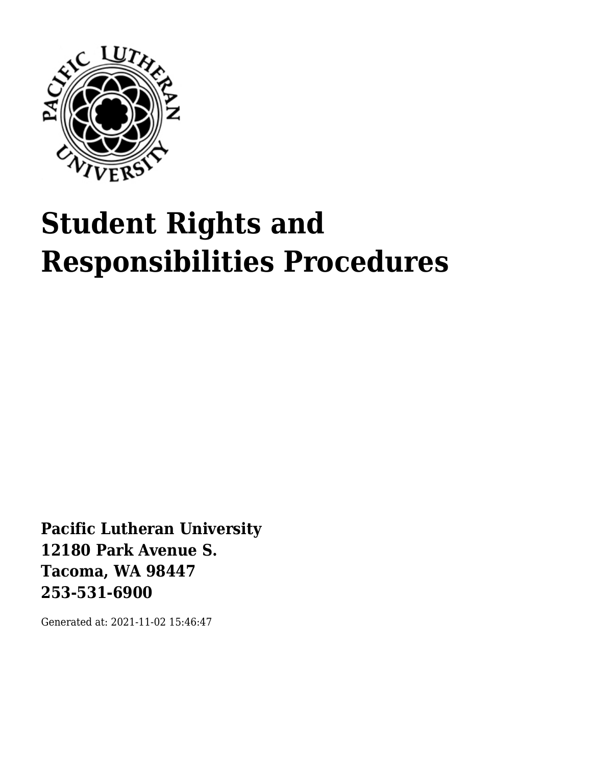# Student Rights and Responsibilities Procedures

**Pacific Lutheran University**
**12180 Park Avenue S.**
**Tacoma, WA 98447**
**253-531-6900**

Generated at: 2021-11-02 15:46:47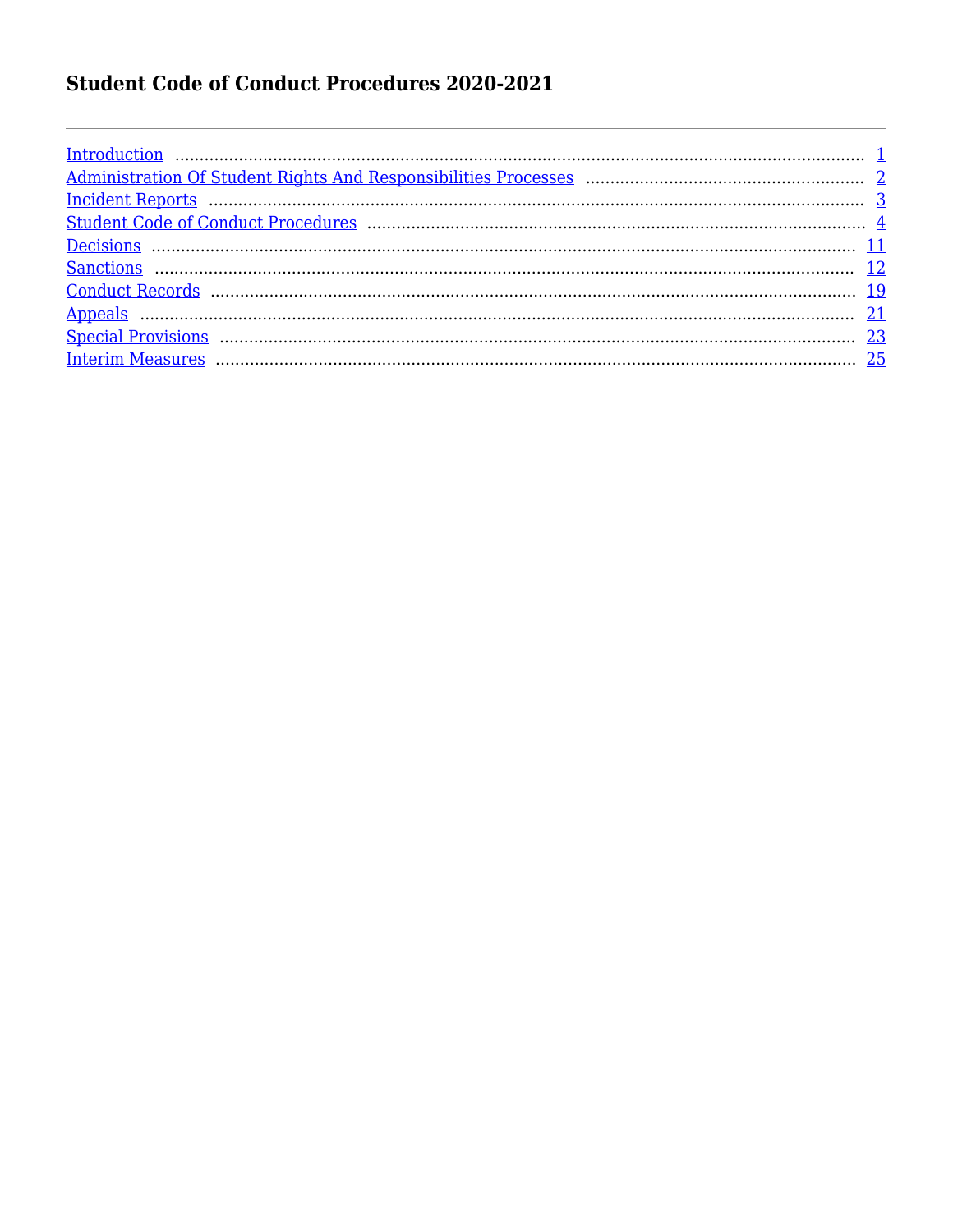# Student Code of Conduct Procedures 2020-2021

---

| | |
|---|---|
| Introduction | 1 |
| Administration Of Student Rights And Responsibilities Processes | 2 |
| Incident Reports | 3 |
| Student Code of Conduct Procedures | 4 |
| Decisions | 11 |
| Sanctions | 12 |
| Conduct Records | 19 |
| Appeals | 21 |
| Special Provisions | 23 |
| Interim Measures | 25 |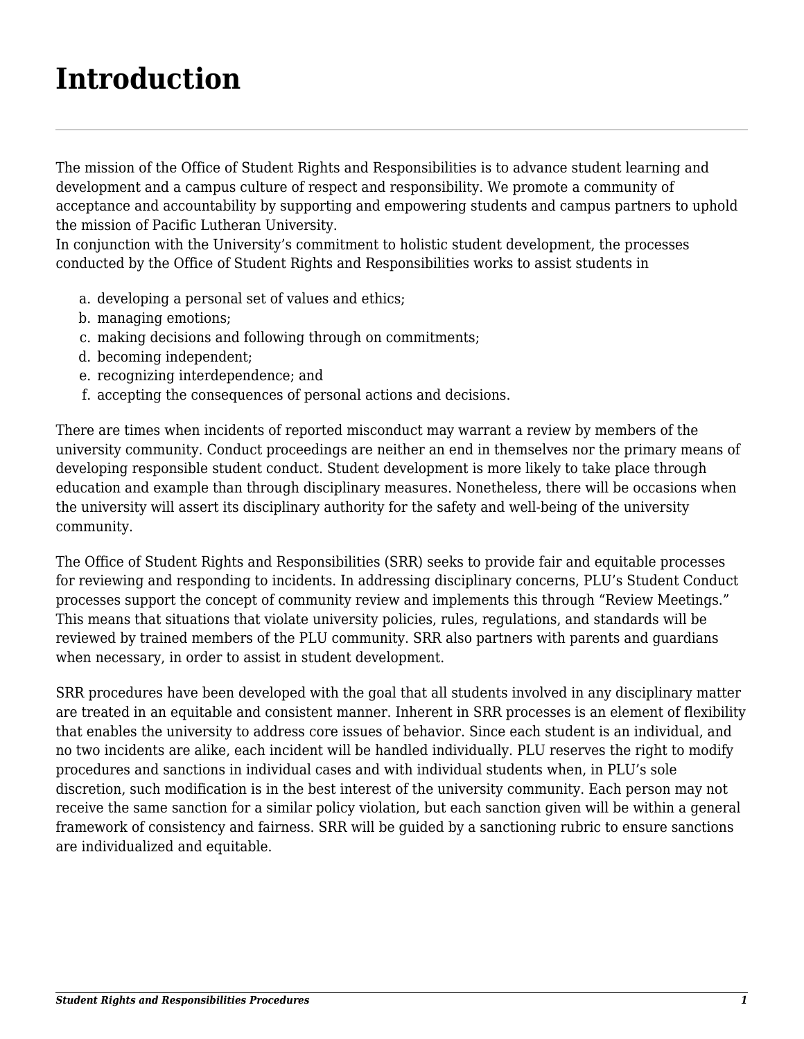# Introduction

The mission of the Office of Student Rights and Responsibilities is to advance student learning and development and a campus culture of respect and responsibility. We promote a community of acceptance and accountability by supporting and empowering students and campus partners to uphold the mission of Pacific Lutheran University.
In conjunction with the University's commitment to holistic student development, the processes conducted by the Office of Student Rights and Responsibilities works to assist students in

a. developing a personal set of values and ethics;
b. managing emotions;
c. making decisions and following through on commitments;
d. becoming independent;
e. recognizing interdependence; and
f. accepting the consequences of personal actions and decisions.

There are times when incidents of reported misconduct may warrant a review by members of the university community. Conduct proceedings are neither an end in themselves nor the primary means of developing responsible student conduct. Student development is more likely to take place through education and example than through disciplinary measures. Nonetheless, there will be occasions when the university will assert its disciplinary authority for the safety and well-being of the university community.

The Office of Student Rights and Responsibilities (SRR) seeks to provide fair and equitable processes for reviewing and responding to incidents. In addressing disciplinary concerns, PLU's Student Conduct processes support the concept of community review and implements this through "Review Meetings." This means that situations that violate university policies, rules, regulations, and standards will be reviewed by trained members of the PLU community. SRR also partners with parents and guardians when necessary, in order to assist in student development.

SRR procedures have been developed with the goal that all students involved in any disciplinary matter are treated in an equitable and consistent manner. Inherent in SRR processes is an element of flexibility that enables the university to address core issues of behavior. Since each student is an individual, and no two incidents are alike, each incident will be handled individually. PLU reserves the right to modify procedures and sanctions in individual cases and with individual students when, in PLU's sole discretion, such modification is in the best interest of the university community. Each person may not receive the same sanction for a similar policy violation, but each sanction given will be within a general framework of consistency and fairness. SRR will be guided by a sanctioning rubric to ensure sanctions are individualized and equitable.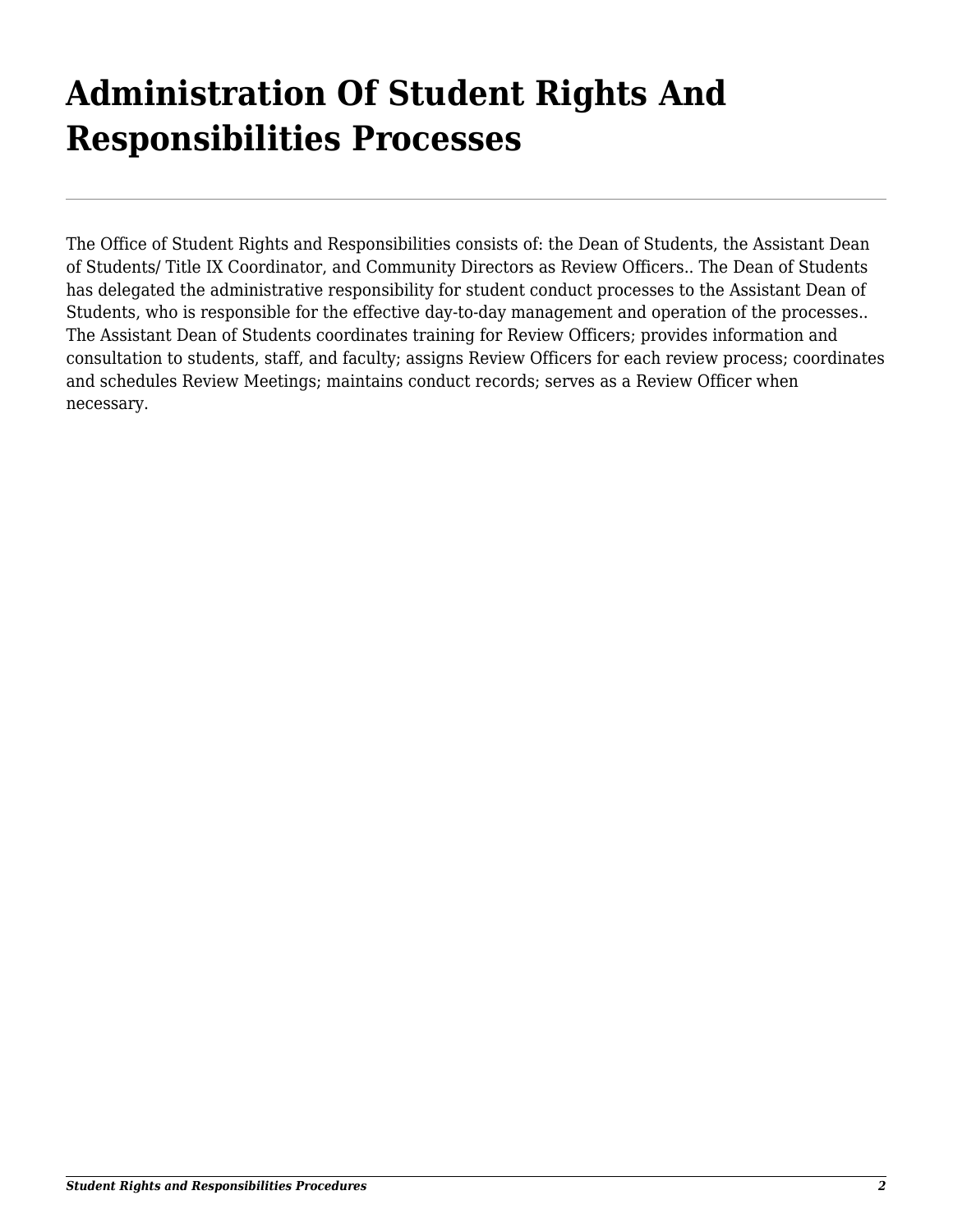# Administration Of Student Rights And Responsibilities Processes

The Office of Student Rights and Responsibilities consists of: the Dean of Students, the Assistant Dean of Students/ Title IX Coordinator, and Community Directors as Review Officers.. The Dean of Students has delegated the administrative responsibility for student conduct processes to the Assistant Dean of Students, who is responsible for the effective day-to-day management and operation of the processes.. The Assistant Dean of Students coordinates training for Review Officers; provides information and consultation to students, staff, and faculty; assigns Review Officers for each review process; coordinates and schedules Review Meetings; maintains conduct records; serves as a Review Officer when necessary.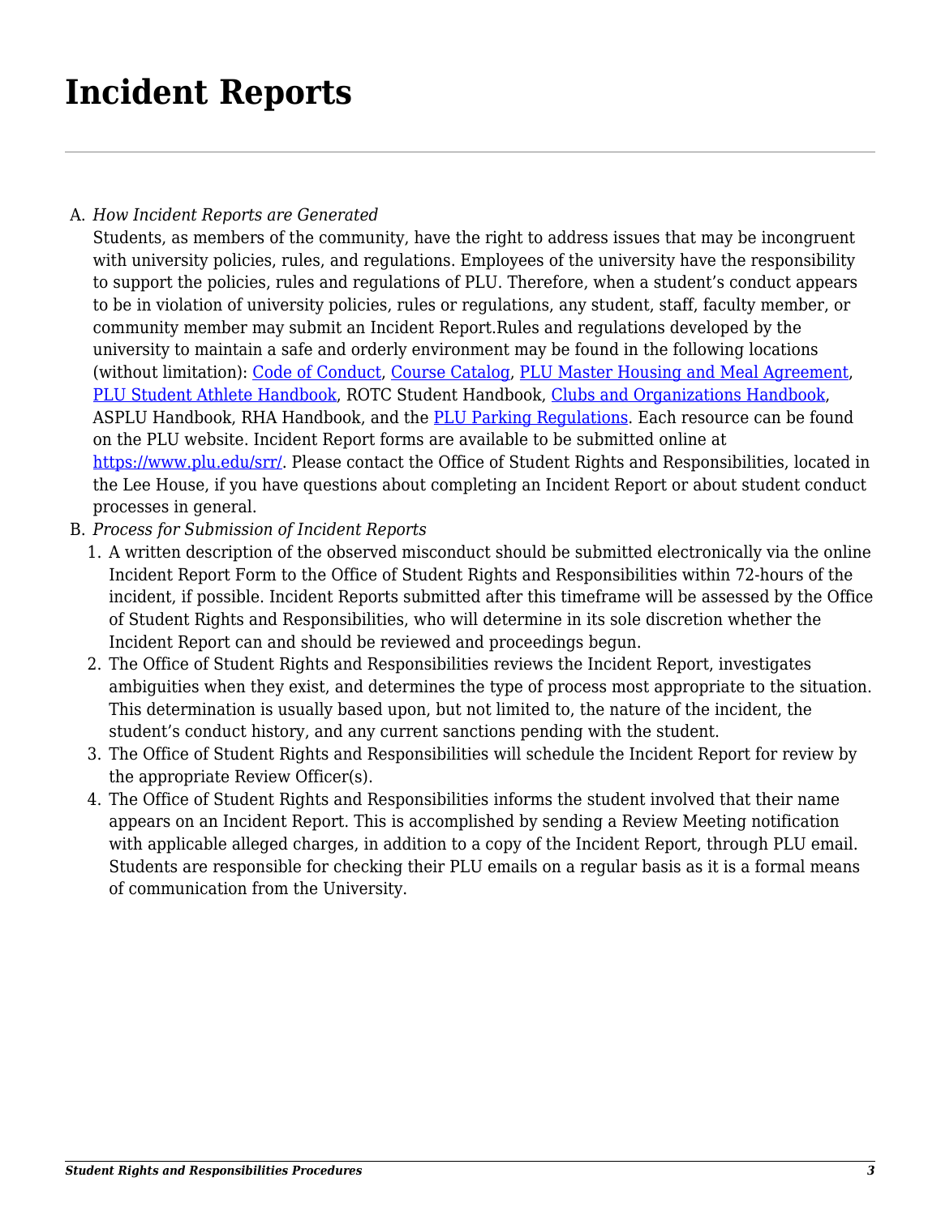# Incident Reports

A. *How Incident Reports are Generated*

Students, as members of the community, have the right to address issues that may be incongruent with university policies, rules, and regulations. Employees of the university have the responsibility to support the policies, rules and regulations of PLU. Therefore, when a student's conduct appears to be in violation of university policies, rules or regulations, any student, staff, faculty member, or community member may submit an Incident Report.Rules and regulations developed by the university to maintain a safe and orderly environment may be found in the following locations (without limitation): Code of Conduct, Course Catalog, PLU Master Housing and Meal Agreement, PLU Student Athlete Handbook, ROTC Student Handbook, Clubs and Organizations Handbook, ASPLU Handbook, RHA Handbook, and the PLU Parking Regulations. Each resource can be found on the PLU website. Incident Report forms are available to be submitted online at https://www.plu.edu/srr/. Please contact the Office of Student Rights and Responsibilities, located in the Lee House, if you have questions about completing an Incident Report or about student conduct processes in general.

B. *Process for Submission of Incident Reports*

1. A written description of the observed misconduct should be submitted electronically via the online Incident Report Form to the Office of Student Rights and Responsibilities within 72-hours of the incident, if possible. Incident Reports submitted after this timeframe will be assessed by the Office of Student Rights and Responsibilities, who will determine in its sole discretion whether the Incident Report can and should be reviewed and proceedings begun.
2. The Office of Student Rights and Responsibilities reviews the Incident Report, investigates ambiguities when they exist, and determines the type of process most appropriate to the situation. This determination is usually based upon, but not limited to, the nature of the incident, the student's conduct history, and any current sanctions pending with the student.
3. The Office of Student Rights and Responsibilities will schedule the Incident Report for review by the appropriate Review Officer(s).
4. The Office of Student Rights and Responsibilities informs the student involved that their name appears on an Incident Report. This is accomplished by sending a Review Meeting notification with applicable alleged charges, in addition to a copy of the Incident Report, through PLU email. Students are responsible for checking their PLU emails on a regular basis as it is a formal means of communication from the University.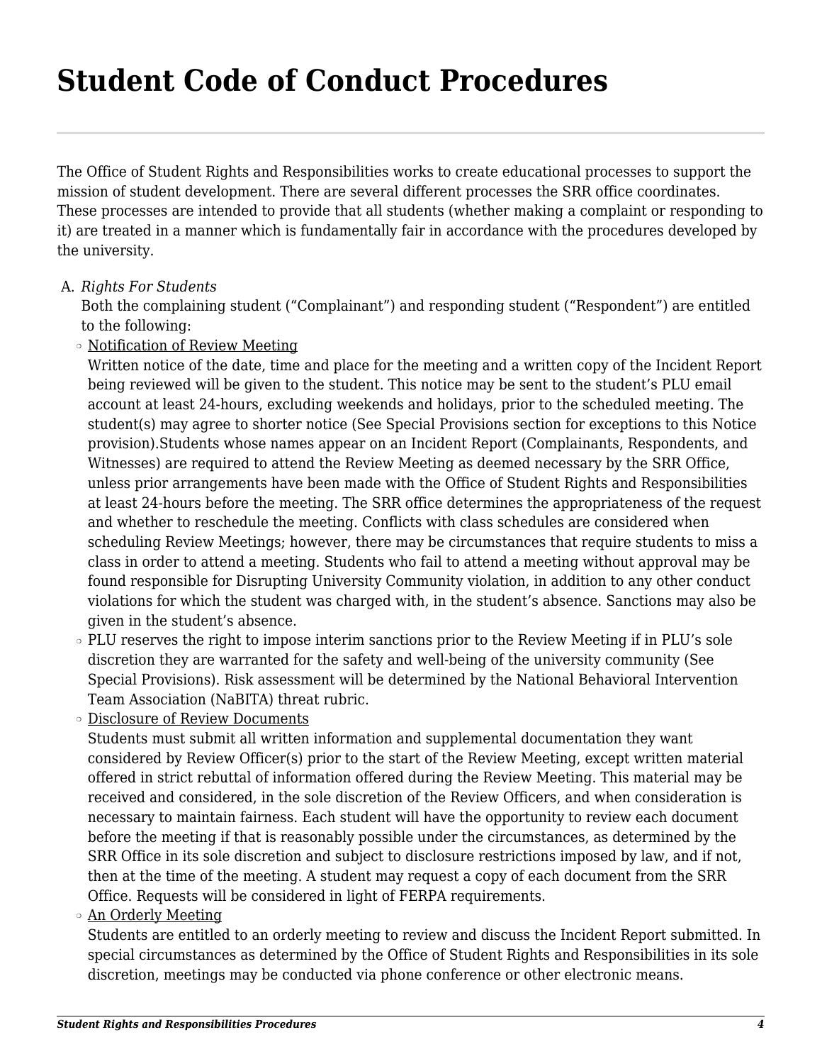# Student Code of Conduct Procedures

The Office of Student Rights and Responsibilities works to create educational processes to support the mission of student development. There are several different processes the SRR office coordinates. These processes are intended to provide that all students (whether making a complaint or responding to it) are treated in a manner which is fundamentally fair in accordance with the procedures developed by the university.

A. *Rights For Students*

   Both the complaining student ("Complainant") and responding student ("Respondent") are entitled to the following:

   - Notification of Review Meeting

     Written notice of the date, time and place for the meeting and a written copy of the Incident Report being reviewed will be given to the student. This notice may be sent to the student's PLU email account at least 24-hours, excluding weekends and holidays, prior to the scheduled meeting. The student(s) may agree to shorter notice (See Special Provisions section for exceptions to this Notice provision).Students whose names appear on an Incident Report (Complainants, Respondents, and Witnesses) are required to attend the Review Meeting as deemed necessary by the SRR Office, unless prior arrangements have been made with the Office of Student Rights and Responsibilities at least 24-hours before the meeting. The SRR office determines the appropriateness of the request and whether to reschedule the meeting. Conflicts with class schedules are considered when scheduling Review Meetings; however, there may be circumstances that require students to miss a class in order to attend a meeting. Students who fail to attend a meeting without approval may be found responsible for Disrupting University Community violation, in addition to any other conduct violations for which the student was charged with, in the student's absence. Sanctions may also be given in the student's absence.
   - PLU reserves the right to impose interim sanctions prior to the Review Meeting if in PLU's sole discretion they are warranted for the safety and well-being of the university community (See Special Provisions). Risk assessment will be determined by the National Behavioral Intervention Team Association (NaBITA) threat rubric.
   - Disclosure of Review Documents

     Students must submit all written information and supplemental documentation they want considered by Review Officer(s) prior to the start of the Review Meeting, except written material offered in strict rebuttal of information offered during the Review Meeting. This material may be received and considered, in the sole discretion of the Review Officers, and when consideration is necessary to maintain fairness. Each student will have the opportunity to review each document before the meeting if that is reasonably possible under the circumstances, as determined by the SRR Office in its sole discretion and subject to disclosure restrictions imposed by law, and if not, then at the time of the meeting. A student may request a copy of each document from the SRR Office. Requests will be considered in light of FERPA requirements.
   - An Orderly Meeting

     Students are entitled to an orderly meeting to review and discuss the Incident Report submitted. In special circumstances as determined by the Office of Student Rights and Responsibilities in its sole discretion, meetings may be conducted via phone conference or other electronic means.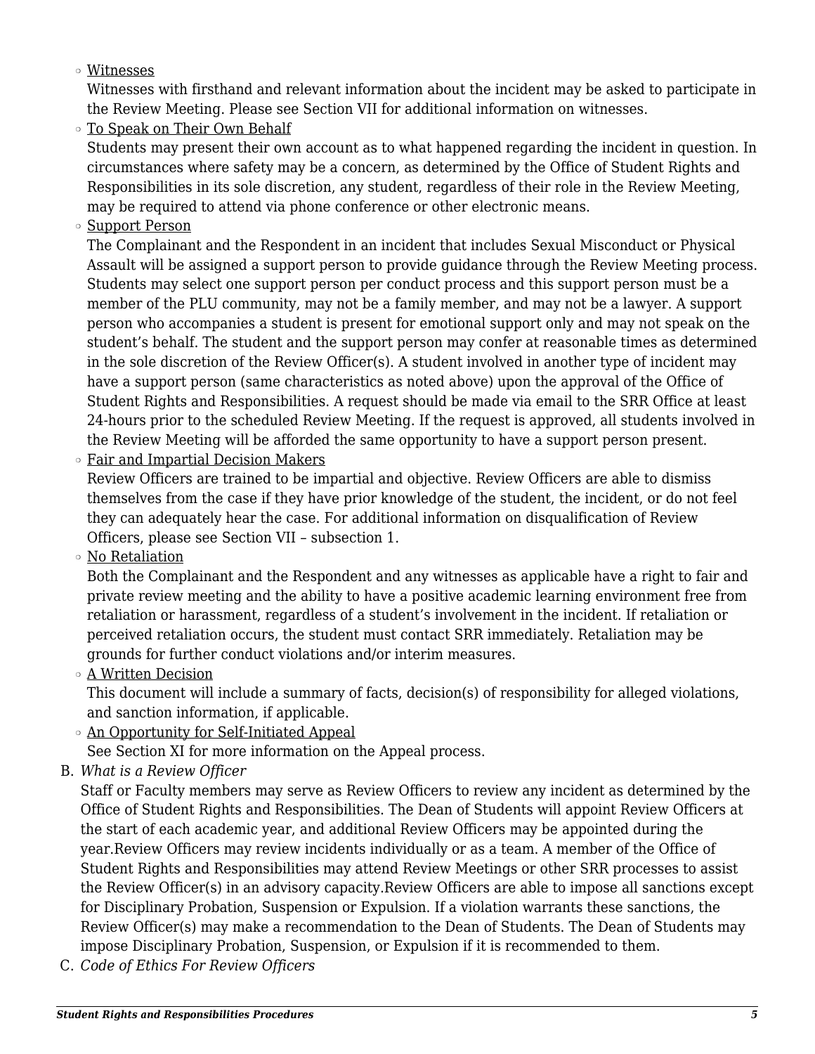- <u>Witnesses</u>

  Witnesses with firsthand and relevant information about the incident may be asked to participate in the Review Meeting. Please see Section VII for additional information on witnesses.
- <u>To Speak on Their Own Behalf</u>

  Students may present their own account as to what happened regarding the incident in question. In circumstances where safety may be a concern, as determined by the Office of Student Rights and Responsibilities in its sole discretion, any student, regardless of their role in the Review Meeting, may be required to attend via phone conference or other electronic means.
- <u>Support Person</u>

  The Complainant and the Respondent in an incident that includes Sexual Misconduct or Physical Assault will be assigned a support person to provide guidance through the Review Meeting process. Students may select one support person per conduct process and this support person must be a member of the PLU community, may not be a family member, and may not be a lawyer. A support person who accompanies a student is present for emotional support only and may not speak on the student's behalf. The student and the support person may confer at reasonable times as determined in the sole discretion of the Review Officer(s). A student involved in another type of incident may have a support person (same characteristics as noted above) upon the approval of the Office of Student Rights and Responsibilities. A request should be made via email to the SRR Office at least 24-hours prior to the scheduled Review Meeting. If the request is approved, all students involved in the Review Meeting will be afforded the same opportunity to have a support person present.
- <u>Fair and Impartial Decision Makers</u>

  Review Officers are trained to be impartial and objective. Review Officers are able to dismiss themselves from the case if they have prior knowledge of the student, the incident, or do not feel they can adequately hear the case. For additional information on disqualification of Review Officers, please see Section VII – subsection 1.
- <u>No Retaliation</u>

  Both the Complainant and the Respondent and any witnesses as applicable have a right to fair and private review meeting and the ability to have a positive academic learning environment free from retaliation or harassment, regardless of a student's involvement in the incident. If retaliation or perceived retaliation occurs, the student must contact SRR immediately. Retaliation may be grounds for further conduct violations and/or interim measures.
- <u>A Written Decision</u>

  This document will include a summary of facts, decision(s) of responsibility for alleged violations, and sanction information, if applicable.
- <u>An Opportunity for Self-Initiated Appeal</u>

  See Section XI for more information on the Appeal process.

B. *What is a Review Officer*

Staff or Faculty members may serve as Review Officers to review any incident as determined by the Office of Student Rights and Responsibilities. The Dean of Students will appoint Review Officers at the start of each academic year, and additional Review Officers may be appointed during the year.Review Officers may review incidents individually or as a team. A member of the Office of Student Rights and Responsibilities may attend Review Meetings or other SRR processes to assist the Review Officer(s) in an advisory capacity.Review Officers are able to impose all sanctions except for Disciplinary Probation, Suspension or Expulsion. If a violation warrants these sanctions, the Review Officer(s) may make a recommendation to the Dean of Students. The Dean of Students may impose Disciplinary Probation, Suspension, or Expulsion if it is recommended to them.

C. *Code of Ethics For Review Officers*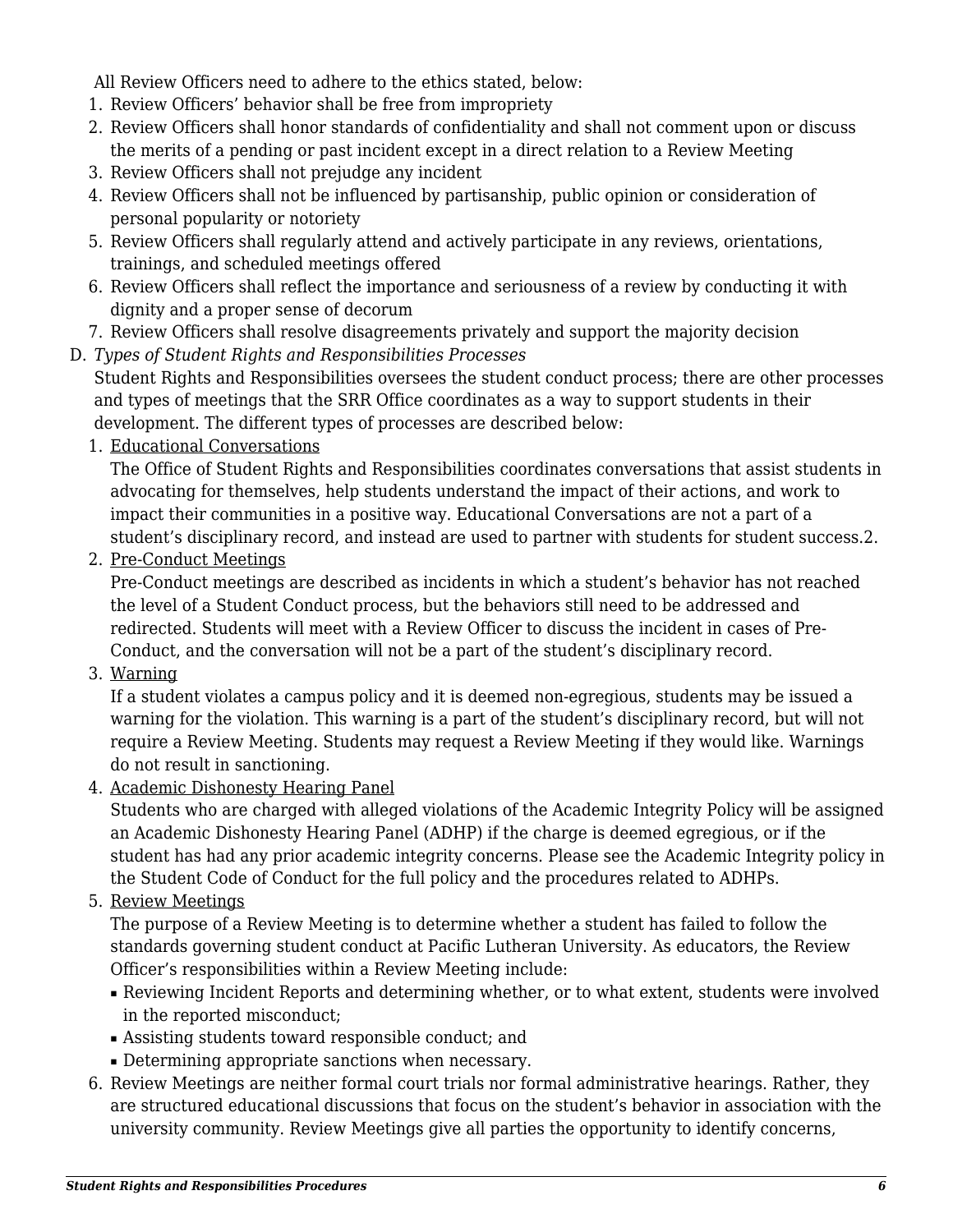All Review Officers need to adhere to the ethics stated, below:

1. Review Officers' behavior shall be free from impropriety
2. Review Officers shall honor standards of confidentiality and shall not comment upon or discuss the merits of a pending or past incident except in a direct relation to a Review Meeting
3. Review Officers shall not prejudge any incident
4. Review Officers shall not be influenced by partisanship, public opinion or consideration of personal popularity or notoriety
5. Review Officers shall regularly attend and actively participate in any reviews, orientations, trainings, and scheduled meetings offered
6. Review Officers shall reflect the importance and seriousness of a review by conducting it with dignity and a proper sense of decorum
7. Review Officers shall resolve disagreements privately and support the majority decision

D. *Types of Student Rights and Responsibilities Processes*

Student Rights and Responsibilities oversees the student conduct process; there are other processes and types of meetings that the SRR Office coordinates as a way to support students in their development. The different types of processes are described below:

1. Educational Conversations

   The Office of Student Rights and Responsibilities coordinates conversations that assist students in advocating for themselves, help students understand the impact of their actions, and work to impact their communities in a positive way. Educational Conversations are not a part of a student's disciplinary record, and instead are used to partner with students for student success.2.

2. Pre-Conduct Meetings

   Pre-Conduct meetings are described as incidents in which a student's behavior has not reached the level of a Student Conduct process, but the behaviors still need to be addressed and redirected. Students will meet with a Review Officer to discuss the incident in cases of Pre-Conduct, and the conversation will not be a part of the student's disciplinary record.

3. Warning

   If a student violates a campus policy and it is deemed non-egregious, students may be issued a warning for the violation. This warning is a part of the student's disciplinary record, but will not require a Review Meeting. Students may request a Review Meeting if they would like. Warnings do not result in sanctioning.

4. Academic Dishonesty Hearing Panel

   Students who are charged with alleged violations of the Academic Integrity Policy will be assigned an Academic Dishonesty Hearing Panel (ADHP) if the charge is deemed egregious, or if the student has had any prior academic integrity concerns. Please see the Academic Integrity policy in the Student Code of Conduct for the full policy and the procedures related to ADHPs.

5. Review Meetings

   The purpose of a Review Meeting is to determine whether a student has failed to follow the standards governing student conduct at Pacific Lutheran University. As educators, the Review Officer's responsibilities within a Review Meeting include:

   - Reviewing Incident Reports and determining whether, or to what extent, students were involved in the reported misconduct;
   - Assisting students toward responsible conduct; and
   - Determining appropriate sanctions when necessary.

6. Review Meetings are neither formal court trials nor formal administrative hearings. Rather, they are structured educational discussions that focus on the student's behavior in association with the university community. Review Meetings give all parties the opportunity to identify concerns,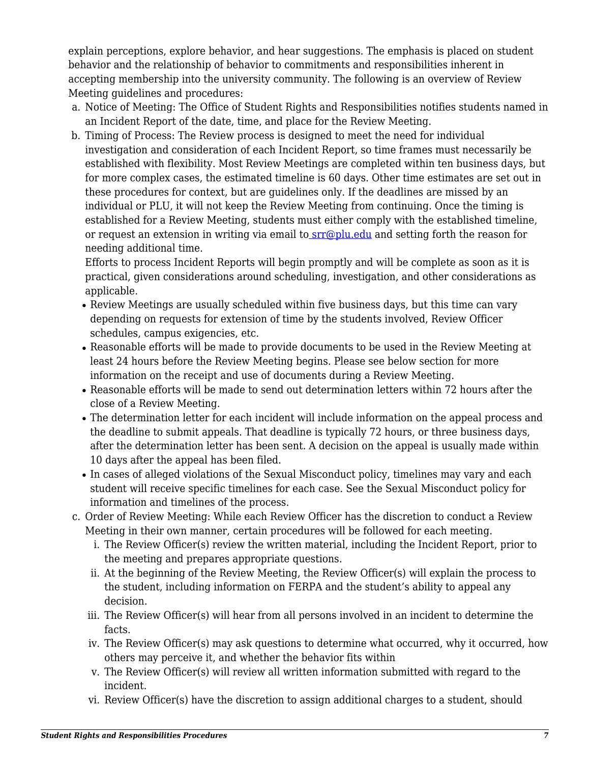explain perceptions, explore behavior, and hear suggestions. The emphasis is placed on student behavior and the relationship of behavior to commitments and responsibilities inherent in accepting membership into the university community. The following is an overview of Review Meeting guidelines and procedures:

a. Notice of Meeting: The Office of Student Rights and Responsibilities notifies students named in an Incident Report of the date, time, and place for the Review Meeting.
b. Timing of Process: The Review process is designed to meet the need for individual investigation and consideration of each Incident Report, so time frames must necessarily be established with flexibility. Most Review Meetings are completed within ten business days, but for more complex cases, the estimated timeline is 60 days. Other time estimates are set out in these procedures for context, but are guidelines only. If the deadlines are missed by an individual or PLU, it will not keep the Review Meeting from continuing. Once the timing is established for a Review Meeting, students must either comply with the established timeline, or request an extension in writing via email to [srr@plu.edu](mailto:srr@plu.edu) and setting forth the reason for needing additional time.

   Efforts to process Incident Reports will begin promptly and will be complete as soon as it is practical, given considerations around scheduling, investigation, and other considerations as applicable.

   - Review Meetings are usually scheduled within five business days, but this time can vary depending on requests for extension of time by the students involved, Review Officer schedules, campus exigencies, etc.
   - Reasonable efforts will be made to provide documents to be used in the Review Meeting at least 24 hours before the Review Meeting begins. Please see below section for more information on the receipt and use of documents during a Review Meeting.
   - Reasonable efforts will be made to send out determination letters within 72 hours after the close of a Review Meeting.
   - The determination letter for each incident will include information on the appeal process and the deadline to submit appeals. That deadline is typically 72 hours, or three business days, after the determination letter has been sent. A decision on the appeal is usually made within 10 days after the appeal has been filed.
   - In cases of alleged violations of the Sexual Misconduct policy, timelines may vary and each student will receive specific timelines for each case. See the Sexual Misconduct policy for information and timelines of the process.
c. Order of Review Meeting: While each Review Officer has the discretion to conduct a Review Meeting in their own manner, certain procedures will be followed for each meeting.
   i. The Review Officer(s) review the written material, including the Incident Report, prior to the meeting and prepares appropriate questions.
   ii. At the beginning of the Review Meeting, the Review Officer(s) will explain the process to the student, including information on FERPA and the student's ability to appeal any decision.
   iii. The Review Officer(s) will hear from all persons involved in an incident to determine the facts.
   iv. The Review Officer(s) may ask questions to determine what occurred, why it occurred, how others may perceive it, and whether the behavior fits within
   v. The Review Officer(s) will review all written information submitted with regard to the incident.
   vi. Review Officer(s) have the discretion to assign additional charges to a student, should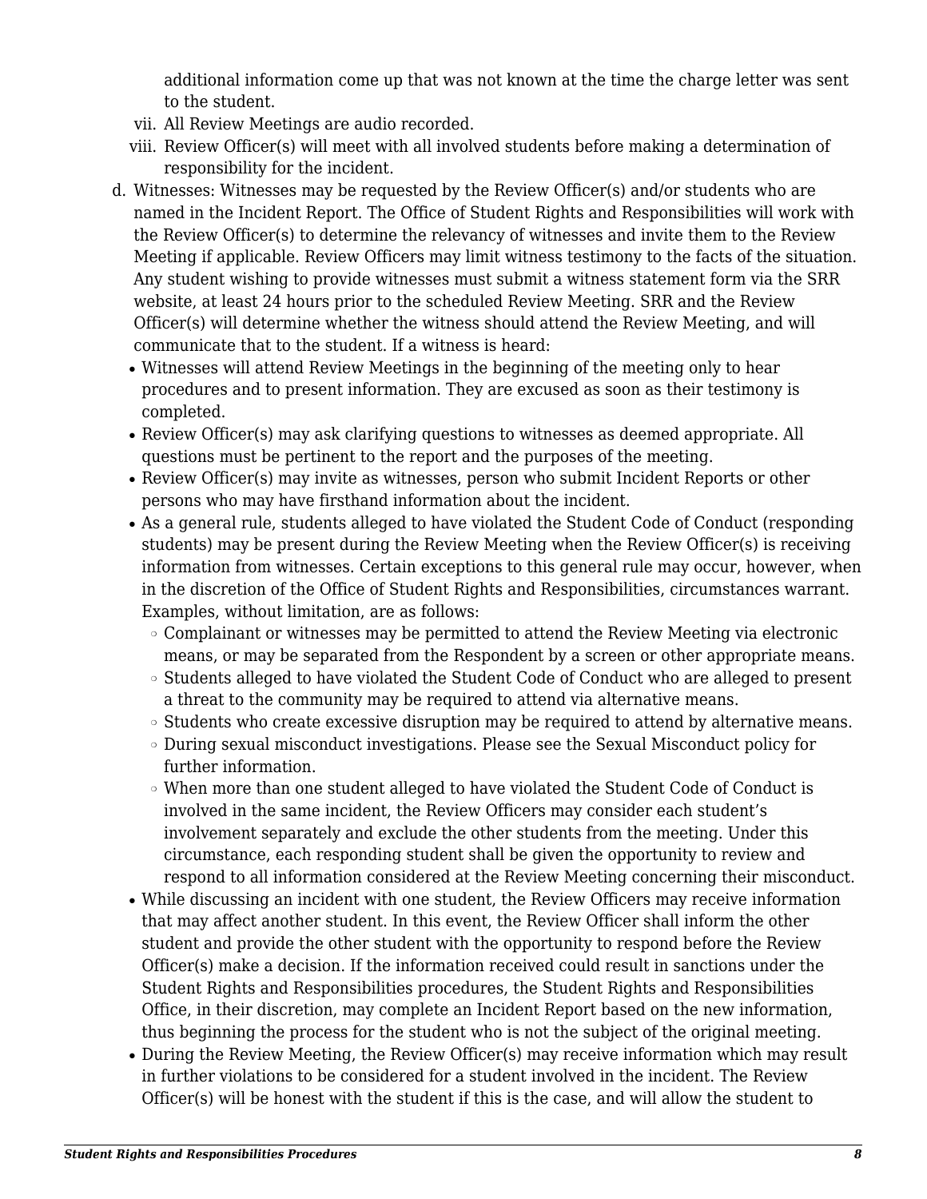additional information come up that was not known at the time the charge letter was sent to the student.

vii. All Review Meetings are audio recorded.

viii. Review Officer(s) will meet with all involved students before making a determination of responsibility for the incident.

d. Witnesses: Witnesses may be requested by the Review Officer(s) and/or students who are named in the Incident Report. The Office of Student Rights and Responsibilities will work with the Review Officer(s) to determine the relevancy of witnesses and invite them to the Review Meeting if applicable. Review Officers may limit witness testimony to the facts of the situation. Any student wishing to provide witnesses must submit a witness statement form via the SRR website, at least 24 hours prior to the scheduled Review Meeting. SRR and the Review Officer(s) will determine whether the witness should attend the Review Meeting, and will communicate that to the student. If a witness is heard:

- Witnesses will attend Review Meetings in the beginning of the meeting only to hear procedures and to present information. They are excused as soon as their testimony is completed.
- Review Officer(s) may ask clarifying questions to witnesses as deemed appropriate. All questions must be pertinent to the report and the purposes of the meeting.
- Review Officer(s) may invite as witnesses, person who submit Incident Reports or other persons who may have firsthand information about the incident.
- As a general rule, students alleged to have violated the Student Code of Conduct (responding students) may be present during the Review Meeting when the Review Officer(s) is receiving information from witnesses. Certain exceptions to this general rule may occur, however, when in the discretion of the Office of Student Rights and Responsibilities, circumstances warrant. Examples, without limitation, are as follows:
    - Complainant or witnesses may be permitted to attend the Review Meeting via electronic means, or may be separated from the Respondent by a screen or other appropriate means.
    - Students alleged to have violated the Student Code of Conduct who are alleged to present a threat to the community may be required to attend via alternative means.
    - Students who create excessive disruption may be required to attend by alternative means.
    - During sexual misconduct investigations. Please see the Sexual Misconduct policy for further information.
    - When more than one student alleged to have violated the Student Code of Conduct is involved in the same incident, the Review Officers may consider each student's involvement separately and exclude the other students from the meeting. Under this circumstance, each responding student shall be given the opportunity to review and respond to all information considered at the Review Meeting concerning their misconduct.
- While discussing an incident with one student, the Review Officers may receive information that may affect another student. In this event, the Review Officer shall inform the other student and provide the other student with the opportunity to respond before the Review Officer(s) make a decision. If the information received could result in sanctions under the Student Rights and Responsibilities procedures, the Student Rights and Responsibilities Office, in their discretion, may complete an Incident Report based on the new information, thus beginning the process for the student who is not the subject of the original meeting.
- During the Review Meeting, the Review Officer(s) may receive information which may result in further violations to be considered for a student involved in the incident. The Review Officer(s) will be honest with the student if this is the case, and will allow the student to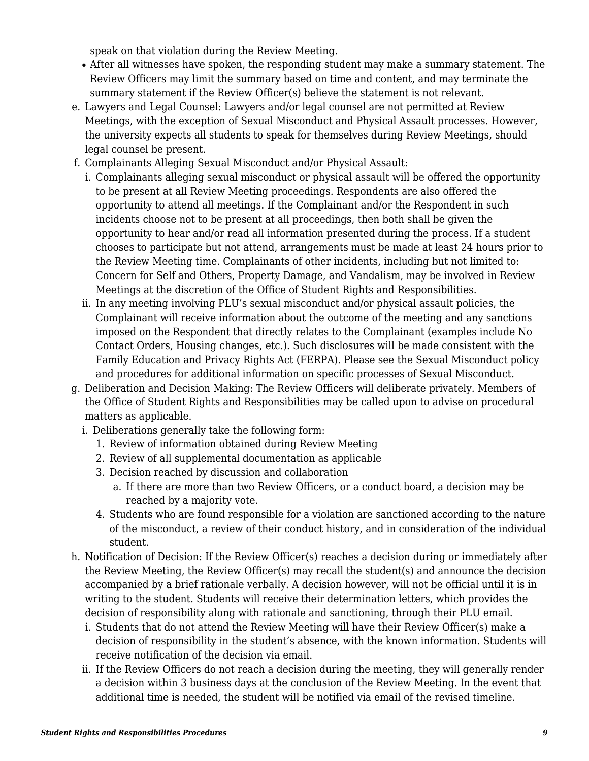speak on that violation during the Review Meeting.

- After all witnesses have spoken, the responding student may make a summary statement. The Review Officers may limit the summary based on time and content, and may terminate the summary statement if the Review Officer(s) believe the statement is not relevant.

e. Lawyers and Legal Counsel: Lawyers and/or legal counsel are not permitted at Review Meetings, with the exception of Sexual Misconduct and Physical Assault processes. However, the university expects all students to speak for themselves during Review Meetings, should legal counsel be present.

f. Complainants Alleging Sexual Misconduct and/or Physical Assault:

   i. Complainants alleging sexual misconduct or physical assault will be offered the opportunity to be present at all Review Meeting proceedings. Respondents are also offered the opportunity to attend all meetings. If the Complainant and/or the Respondent in such incidents choose not to be present at all proceedings, then both shall be given the opportunity to hear and/or read all information presented during the process. If a student chooses to participate but not attend, arrangements must be made at least 24 hours prior to the Review Meeting time. Complainants of other incidents, including but not limited to: Concern for Self and Others, Property Damage, and Vandalism, may be involved in Review Meetings at the discretion of the Office of Student Rights and Responsibilities.

   ii. In any meeting involving PLU's sexual misconduct and/or physical assault policies, the Complainant will receive information about the outcome of the meeting and any sanctions imposed on the Respondent that directly relates to the Complainant (examples include No Contact Orders, Housing changes, etc.). Such disclosures will be made consistent with the Family Education and Privacy Rights Act (FERPA). Please see the Sexual Misconduct policy and procedures for additional information on specific processes of Sexual Misconduct.

g. Deliberation and Decision Making: The Review Officers will deliberate privately. Members of the Office of Student Rights and Responsibilities may be called upon to advise on procedural matters as applicable.

   i. Deliberations generally take the following form:

      1. Review of information obtained during Review Meeting
      2. Review of all supplemental documentation as applicable
      3. Decision reached by discussion and collaboration
         a. If there are more than two Review Officers, or a conduct board, a decision may be reached by a majority vote.
      4. Students who are found responsible for a violation are sanctioned according to the nature of the misconduct, a review of their conduct history, and in consideration of the individual student.

h. Notification of Decision: If the Review Officer(s) reaches a decision during or immediately after the Review Meeting, the Review Officer(s) may recall the student(s) and announce the decision accompanied by a brief rationale verbally. A decision however, will not be official until it is in writing to the student. Students will receive their determination letters, which provides the decision of responsibility along with rationale and sanctioning, through their PLU email.

   i. Students that do not attend the Review Meeting will have their Review Officer(s) make a decision of responsibility in the student's absence, with the known information. Students will receive notification of the decision via email.

   ii. If the Review Officers do not reach a decision during the meeting, they will generally render a decision within 3 business days at the conclusion of the Review Meeting. In the event that additional time is needed, the student will be notified via email of the revised timeline.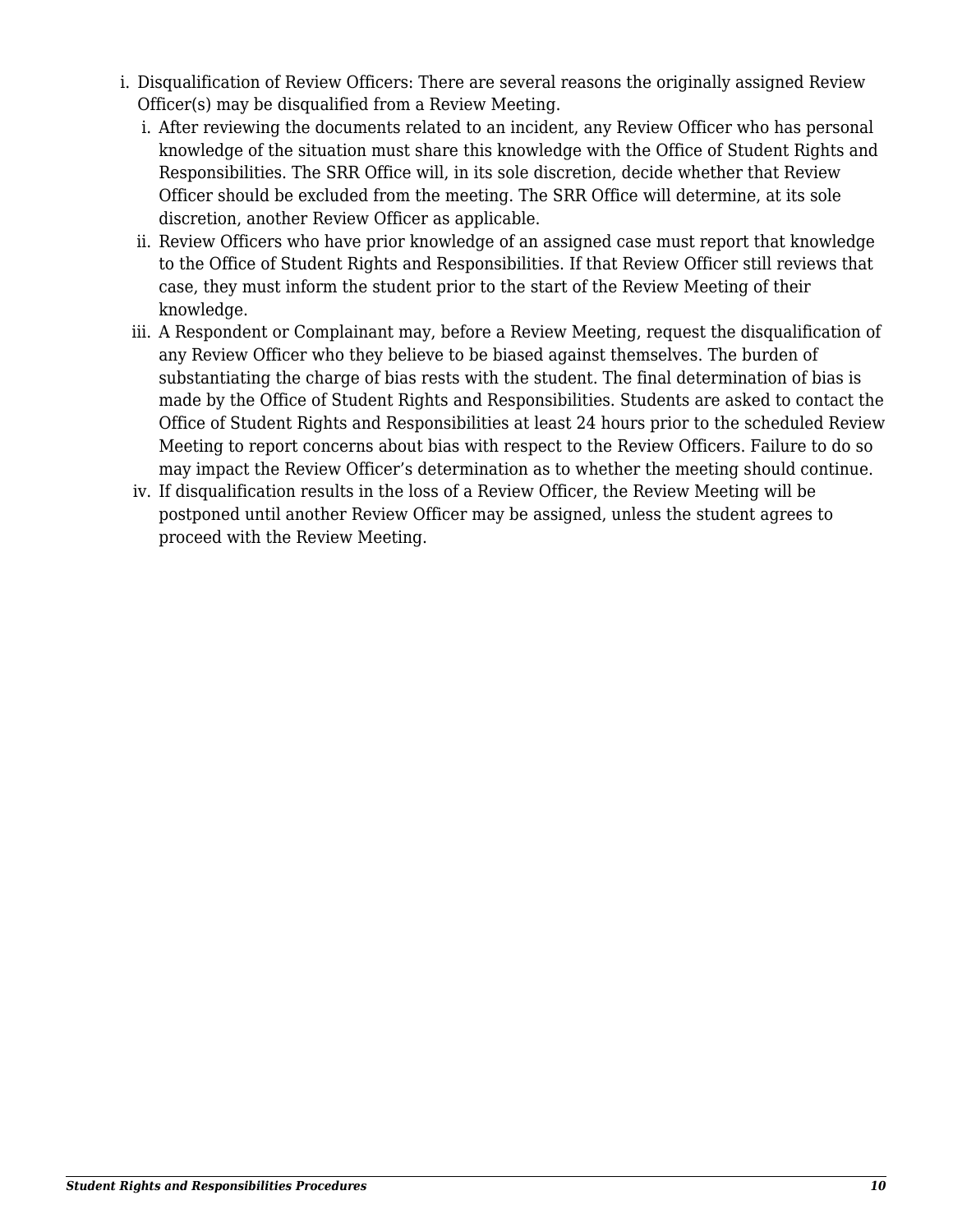i. Disqualification of Review Officers: There are several reasons the originally assigned Review Officer(s) may be disqualified from a Review Meeting.
   i. After reviewing the documents related to an incident, any Review Officer who has personal knowledge of the situation must share this knowledge with the Office of Student Rights and Responsibilities. The SRR Office will, in its sole discretion, decide whether that Review Officer should be excluded from the meeting. The SRR Office will determine, at its sole discretion, another Review Officer as applicable.
   ii. Review Officers who have prior knowledge of an assigned case must report that knowledge to the Office of Student Rights and Responsibilities. If that Review Officer still reviews that case, they must inform the student prior to the start of the Review Meeting of their knowledge.
   iii. A Respondent or Complainant may, before a Review Meeting, request the disqualification of any Review Officer who they believe to be biased against themselves. The burden of substantiating the charge of bias rests with the student. The final determination of bias is made by the Office of Student Rights and Responsibilities. Students are asked to contact the Office of Student Rights and Responsibilities at least 24 hours prior to the scheduled Review Meeting to report concerns about bias with respect to the Review Officers. Failure to do so may impact the Review Officer's determination as to whether the meeting should continue.
   iv. If disqualification results in the loss of a Review Officer, the Review Meeting will be postponed until another Review Officer may be assigned, unless the student agrees to proceed with the Review Meeting.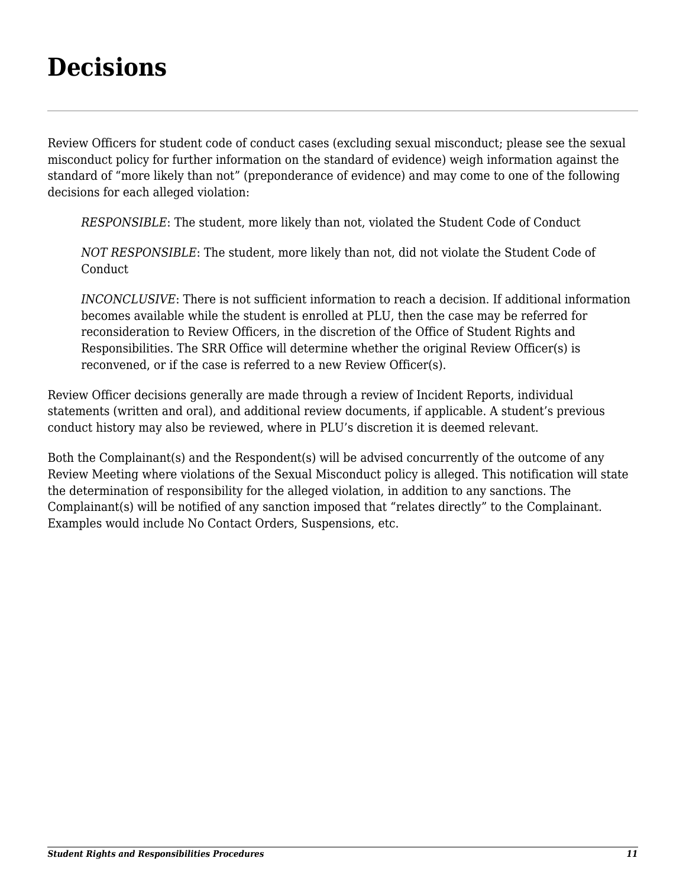# Decisions

Review Officers for student code of conduct cases (excluding sexual misconduct; please see the sexual misconduct policy for further information on the standard of evidence) weigh information against the standard of "more likely than not" (preponderance of evidence) and may come to one of the following decisions for each alleged violation:

> *RESPONSIBLE*: The student, more likely than not, violated the Student Code of Conduct
>
> *NOT RESPONSIBLE*: The student, more likely than not, did not violate the Student Code of Conduct
>
> *INCONCLUSIVE*: There is not sufficient information to reach a decision. If additional information becomes available while the student is enrolled at PLU, then the case may be referred for reconsideration to Review Officers, in the discretion of the Office of Student Rights and Responsibilities. The SRR Office will determine whether the original Review Officer(s) is reconvened, or if the case is referred to a new Review Officer(s).

Review Officer decisions generally are made through a review of Incident Reports, individual statements (written and oral), and additional review documents, if applicable. A student's previous conduct history may also be reviewed, where in PLU's discretion it is deemed relevant.

Both the Complainant(s) and the Respondent(s) will be advised concurrently of the outcome of any Review Meeting where violations of the Sexual Misconduct policy is alleged. This notification will state the determination of responsibility for the alleged violation, in addition to any sanctions. The Complainant(s) will be notified of any sanction imposed that "relates directly" to the Complainant. Examples would include No Contact Orders, Suspensions, etc.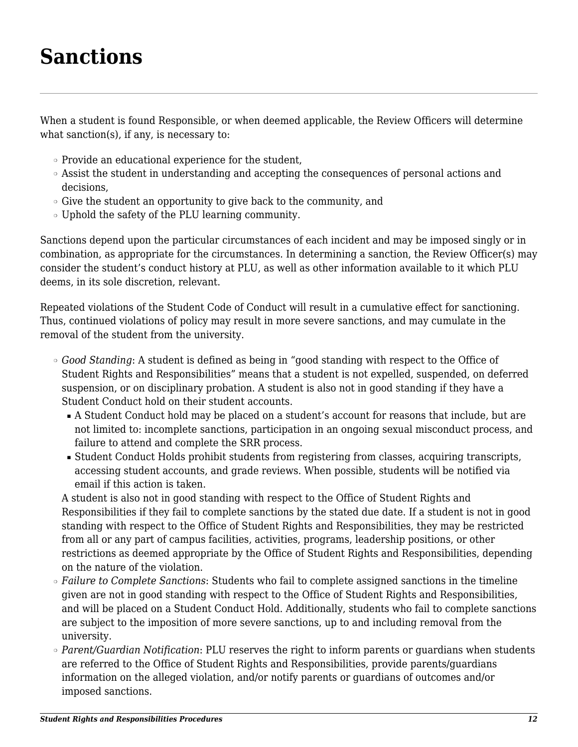# Sanctions

When a student is found Responsible, or when deemed applicable, the Review Officers will determine what sanction(s), if any, is necessary to:

- Provide an educational experience for the student,
- Assist the student in understanding and accepting the consequences of personal actions and decisions,
- Give the student an opportunity to give back to the community, and
- Uphold the safety of the PLU learning community.

Sanctions depend upon the particular circumstances of each incident and may be imposed singly or in combination, as appropriate for the circumstances. In determining a sanction, the Review Officer(s) may consider the student's conduct history at PLU, as well as other information available to it which PLU deems, in its sole discretion, relevant.

Repeated violations of the Student Code of Conduct will result in a cumulative effect for sanctioning. Thus, continued violations of policy may result in more severe sanctions, and may cumulate in the removal of the student from the university.

- *Good Standing*: A student is defined as being in "good standing with respect to the Office of Student Rights and Responsibilities" means that a student is not expelled, suspended, on deferred suspension, or on disciplinary probation. A student is also not in good standing if they have a Student Conduct hold on their student accounts.
  - A Student Conduct hold may be placed on a student's account for reasons that include, but are not limited to: incomplete sanctions, participation in an ongoing sexual misconduct process, and failure to attend and complete the SRR process.
  - Student Conduct Holds prohibit students from registering from classes, acquiring transcripts, accessing student accounts, and grade reviews. When possible, students will be notified via email if this action is taken.

  A student is also not in good standing with respect to the Office of Student Rights and Responsibilities if they fail to complete sanctions by the stated due date. If a student is not in good standing with respect to the Office of Student Rights and Responsibilities, they may be restricted from all or any part of campus facilities, activities, programs, leadership positions, or other restrictions as deemed appropriate by the Office of Student Rights and Responsibilities, depending on the nature of the violation.
- *Failure to Complete Sanctions*: Students who fail to complete assigned sanctions in the timeline given are not in good standing with respect to the Office of Student Rights and Responsibilities, and will be placed on a Student Conduct Hold. Additionally, students who fail to complete sanctions are subject to the imposition of more severe sanctions, up to and including removal from the university.
- *Parent/Guardian Notification*: PLU reserves the right to inform parents or guardians when students are referred to the Office of Student Rights and Responsibilities, provide parents/guardians information on the alleged violation, and/or notify parents or guardians of outcomes and/or imposed sanctions.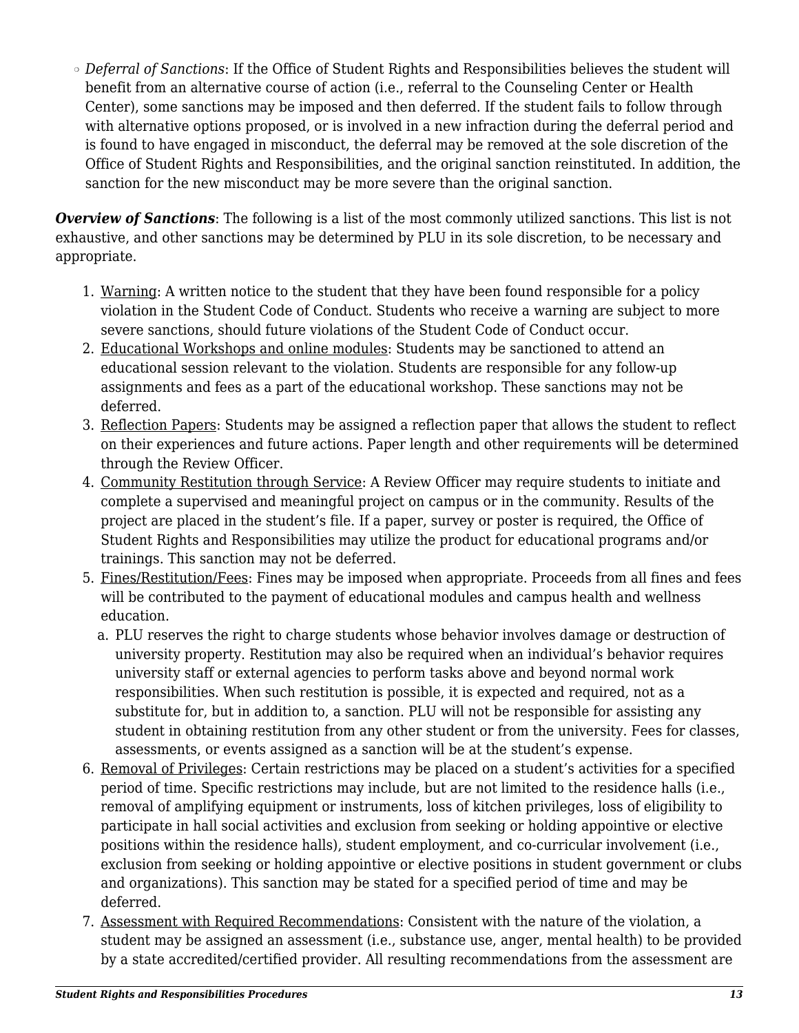- *Deferral of Sanctions*: If the Office of Student Rights and Responsibilities believes the student will benefit from an alternative course of action (i.e., referral to the Counseling Center or Health Center), some sanctions may be imposed and then deferred. If the student fails to follow through with alternative options proposed, or is involved in a new infraction during the deferral period and is found to have engaged in misconduct, the deferral may be removed at the sole discretion of the Office of Student Rights and Responsibilities, and the original sanction reinstituted. In addition, the sanction for the new misconduct may be more severe than the original sanction.

***Overview of Sanctions***: The following is a list of the most commonly utilized sanctions. This list is not exhaustive, and other sanctions may be determined by PLU in its sole discretion, to be necessary and appropriate.

1. <u>Warning</u>: A written notice to the student that they have been found responsible for a policy violation in the Student Code of Conduct. Students who receive a warning are subject to more severe sanctions, should future violations of the Student Code of Conduct occur.
2. <u>Educational Workshops and online modules</u>: Students may be sanctioned to attend an educational session relevant to the violation. Students are responsible for any follow-up assignments and fees as a part of the educational workshop. These sanctions may not be deferred.
3. <u>Reflection Papers</u>: Students may be assigned a reflection paper that allows the student to reflect on their experiences and future actions. Paper length and other requirements will be determined through the Review Officer.
4. <u>Community Restitution through Service</u>: A Review Officer may require students to initiate and complete a supervised and meaningful project on campus or in the community. Results of the project are placed in the student's file. If a paper, survey or poster is required, the Office of Student Rights and Responsibilities may utilize the product for educational programs and/or trainings. This sanction may not be deferred.
5. <u>Fines/Restitution/Fees</u>: Fines may be imposed when appropriate. Proceeds from all fines and fees will be contributed to the payment of educational modules and campus health and wellness education.
   a. PLU reserves the right to charge students whose behavior involves damage or destruction of university property. Restitution may also be required when an individual's behavior requires university staff or external agencies to perform tasks above and beyond normal work responsibilities. When such restitution is possible, it is expected and required, not as a substitute for, but in addition to, a sanction. PLU will not be responsible for assisting any student in obtaining restitution from any other student or from the university. Fees for classes, assessments, or events assigned as a sanction will be at the student's expense.
6. <u>Removal of Privileges</u>: Certain restrictions may be placed on a student's activities for a specified period of time. Specific restrictions may include, but are not limited to the residence halls (i.e., removal of amplifying equipment or instruments, loss of kitchen privileges, loss of eligibility to participate in hall social activities and exclusion from seeking or holding appointive or elective positions within the residence halls), student employment, and co-curricular involvement (i.e., exclusion from seeking or holding appointive or elective positions in student government or clubs and organizations). This sanction may be stated for a specified period of time and may be deferred.
7. <u>Assessment with Required Recommendations</u>: Consistent with the nature of the violation, a student may be assigned an assessment (i.e., substance use, anger, mental health) to be provided by a state accredited/certified provider. All resulting recommendations from the assessment are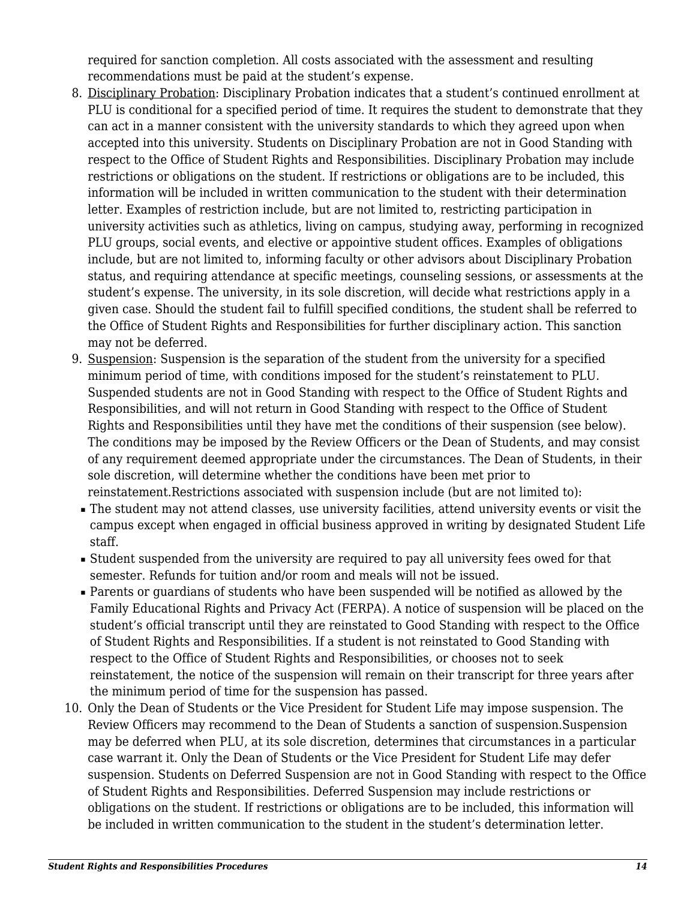required for sanction completion. All costs associated with the assessment and resulting recommendations must be paid at the student's expense.

8. Disciplinary Probation: Disciplinary Probation indicates that a student's continued enrollment at PLU is conditional for a specified period of time. It requires the student to demonstrate that they can act in a manner consistent with the university standards to which they agreed upon when accepted into this university. Students on Disciplinary Probation are not in Good Standing with respect to the Office of Student Rights and Responsibilities. Disciplinary Probation may include restrictions or obligations on the student. If restrictions or obligations are to be included, this information will be included in written communication to the student with their determination letter. Examples of restriction include, but are not limited to, restricting participation in university activities such as athletics, living on campus, studying away, performing in recognized PLU groups, social events, and elective or appointive student offices. Examples of obligations include, but are not limited to, informing faculty or other advisors about Disciplinary Probation status, and requiring attendance at specific meetings, counseling sessions, or assessments at the student's expense. The university, in its sole discretion, will decide what restrictions apply in a given case. Should the student fail to fulfill specified conditions, the student shall be referred to the Office of Student Rights and Responsibilities for further disciplinary action. This sanction may not be deferred.
9. Suspension: Suspension is the separation of the student from the university for a specified minimum period of time, with conditions imposed for the student's reinstatement to PLU. Suspended students are not in Good Standing with respect to the Office of Student Rights and Responsibilities, and will not return in Good Standing with respect to the Office of Student Rights and Responsibilities until they have met the conditions of their suspension (see below). The conditions may be imposed by the Review Officers or the Dean of Students, and may consist of any requirement deemed appropriate under the circumstances. The Dean of Students, in their sole discretion, will determine whether the conditions have been met prior to reinstatement.Restrictions associated with suspension include (but are not limited to):
   - The student may not attend classes, use university facilities, attend university events or visit the campus except when engaged in official business approved in writing by designated Student Life staff.
   - Student suspended from the university are required to pay all university fees owed for that semester. Refunds for tuition and/or room and meals will not be issued.
   - Parents or guardians of students who have been suspended will be notified as allowed by the Family Educational Rights and Privacy Act (FERPA). A notice of suspension will be placed on the student's official transcript until they are reinstated to Good Standing with respect to the Office of Student Rights and Responsibilities. If a student is not reinstated to Good Standing with respect to the Office of Student Rights and Responsibilities, or chooses not to seek reinstatement, the notice of the suspension will remain on their transcript for three years after the minimum period of time for the suspension has passed.
10. Only the Dean of Students or the Vice President for Student Life may impose suspension. The Review Officers may recommend to the Dean of Students a sanction of suspension.Suspension may be deferred when PLU, at its sole discretion, determines that circumstances in a particular case warrant it. Only the Dean of Students or the Vice President for Student Life may defer suspension. Students on Deferred Suspension are not in Good Standing with respect to the Office of Student Rights and Responsibilities. Deferred Suspension may include restrictions or obligations on the student. If restrictions or obligations are to be included, this information will be included in written communication to the student in the student's determination letter.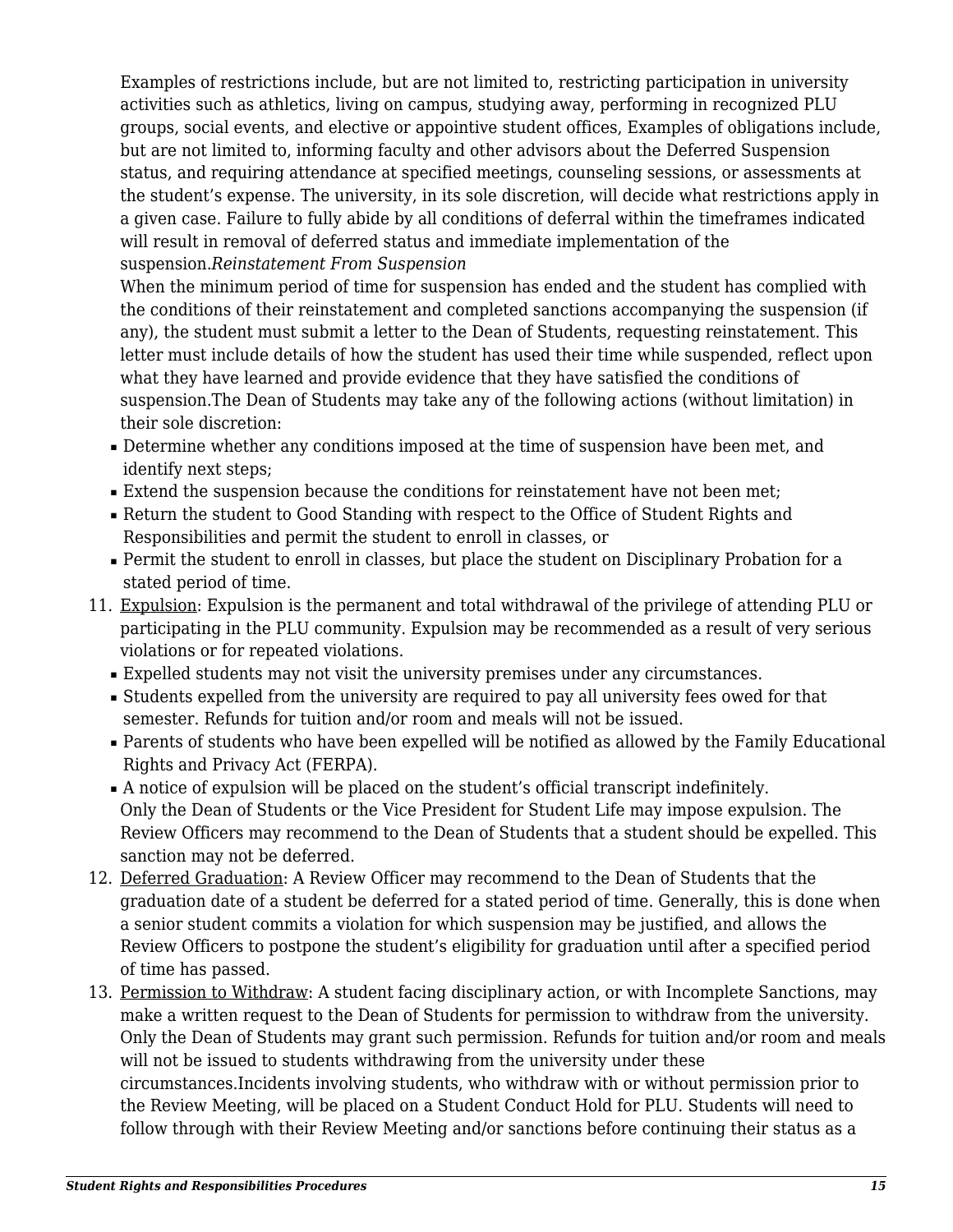Examples of restrictions include, but are not limited to, restricting participation in university activities such as athletics, living on campus, studying away, performing in recognized PLU groups, social events, and elective or appointive student offices, Examples of obligations include, but are not limited to, informing faculty and other advisors about the Deferred Suspension status, and requiring attendance at specified meetings, counseling sessions, or assessments at the student's expense. The university, in its sole discretion, will decide what restrictions apply in a given case. Failure to fully abide by all conditions of deferral within the timeframes indicated will result in removal of deferred status and immediate implementation of the suspension.*Reinstatement From Suspension*

When the minimum period of time for suspension has ended and the student has complied with the conditions of their reinstatement and completed sanctions accompanying the suspension (if any), the student must submit a letter to the Dean of Students, requesting reinstatement. This letter must include details of how the student has used their time while suspended, reflect upon what they have learned and provide evidence that they have satisfied the conditions of suspension.The Dean of Students may take any of the following actions (without limitation) in their sole discretion:

- Determine whether any conditions imposed at the time of suspension have been met, and identify next steps;
- Extend the suspension because the conditions for reinstatement have not been met;
- Return the student to Good Standing with respect to the Office of Student Rights and Responsibilities and permit the student to enroll in classes, or
- Permit the student to enroll in classes, but place the student on Disciplinary Probation for a stated period of time.

11. Expulsion: Expulsion is the permanent and total withdrawal of the privilege of attending PLU or participating in the PLU community. Expulsion may be recommended as a result of very serious violations or for repeated violations.
    - Expelled students may not visit the university premises under any circumstances.
    - Students expelled from the university are required to pay all university fees owed for that semester. Refunds for tuition and/or room and meals will not be issued.
    - Parents of students who have been expelled will be notified as allowed by the Family Educational Rights and Privacy Act (FERPA).
    - A notice of expulsion will be placed on the student's official transcript indefinitely.

    Only the Dean of Students or the Vice President for Student Life may impose expulsion. The Review Officers may recommend to the Dean of Students that a student should be expelled. This sanction may not be deferred.
12. Deferred Graduation: A Review Officer may recommend to the Dean of Students that the graduation date of a student be deferred for a stated period of time. Generally, this is done when a senior student commits a violation for which suspension may be justified, and allows the Review Officers to postpone the student's eligibility for graduation until after a specified period of time has passed.
13. Permission to Withdraw: A student facing disciplinary action, or with Incomplete Sanctions, may make a written request to the Dean of Students for permission to withdraw from the university. Only the Dean of Students may grant such permission. Refunds for tuition and/or room and meals will not be issued to students withdrawing from the university under these circumstances.Incidents involving students, who withdraw with or without permission prior to the Review Meeting, will be placed on a Student Conduct Hold for PLU. Students will need to follow through with their Review Meeting and/or sanctions before continuing their status as a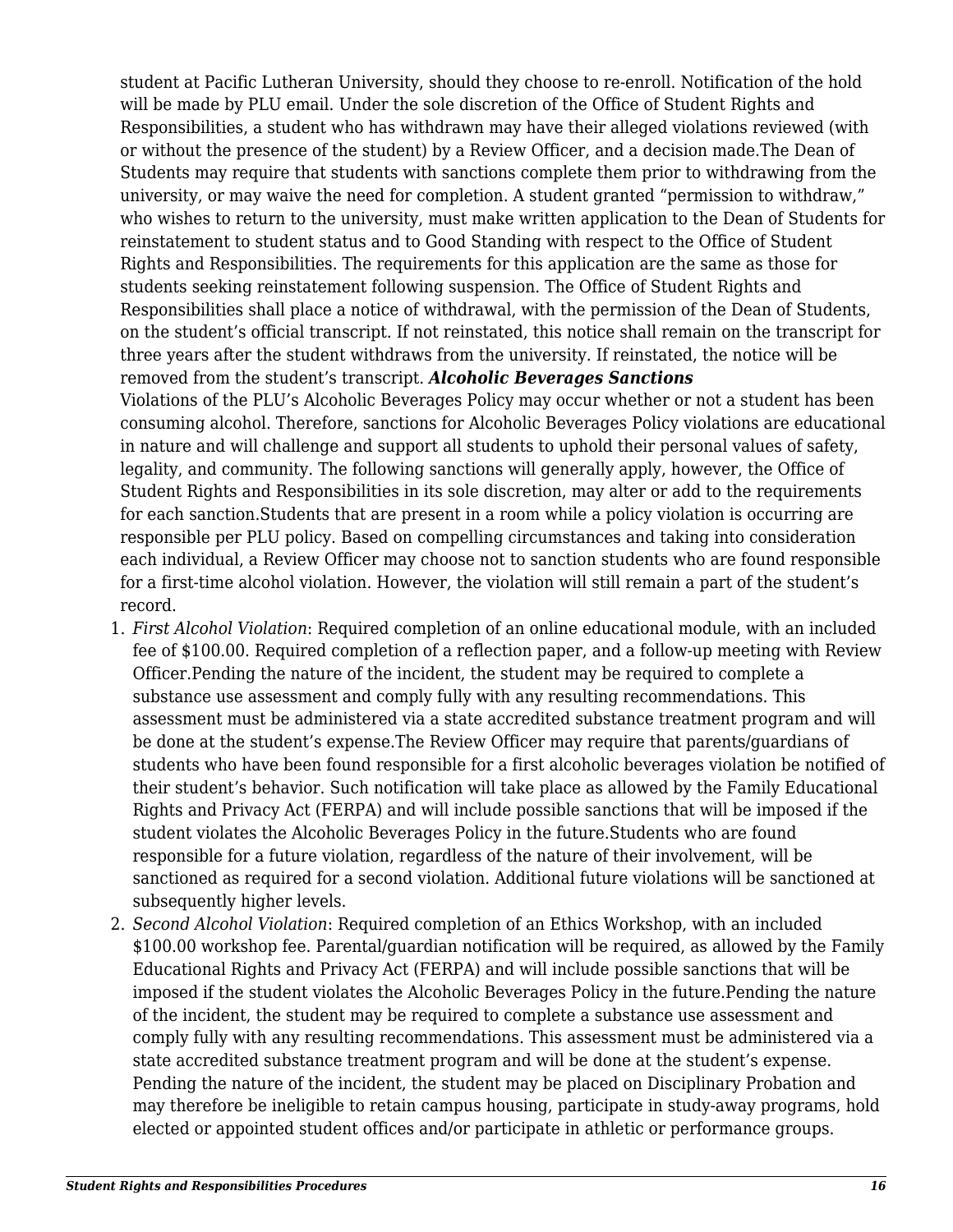student at Pacific Lutheran University, should they choose to re-enroll. Notification of the hold will be made by PLU email. Under the sole discretion of the Office of Student Rights and Responsibilities, a student who has withdrawn may have their alleged violations reviewed (with or without the presence of the student) by a Review Officer, and a decision made.The Dean of Students may require that students with sanctions complete them prior to withdrawing from the university, or may waive the need for completion. A student granted "permission to withdraw," who wishes to return to the university, must make written application to the Dean of Students for reinstatement to student status and to Good Standing with respect to the Office of Student Rights and Responsibilities. The requirements for this application are the same as those for students seeking reinstatement following suspension. The Office of Student Rights and Responsibilities shall place a notice of withdrawal, with the permission of the Dean of Students, on the student's official transcript. If not reinstated, this notice shall remain on the transcript for three years after the student withdraws from the university. If reinstated, the notice will be removed from the student's transcript.

***Alcoholic Beverages Sanctions***

Violations of the PLU's Alcoholic Beverages Policy may occur whether or not a student has been consuming alcohol. Therefore, sanctions for Alcoholic Beverages Policy violations are educational in nature and will challenge and support all students to uphold their personal values of safety, legality, and community. The following sanctions will generally apply, however, the Office of Student Rights and Responsibilities in its sole discretion, may alter or add to the requirements for each sanction.Students that are present in a room while a policy violation is occurring are responsible per PLU policy. Based on compelling circumstances and taking into consideration each individual, a Review Officer may choose not to sanction students who are found responsible for a first-time alcohol violation. However, the violation will still remain a part of the student's record.

1. *First Alcohol Violation*: Required completion of an online educational module, with an included fee of $100.00. Required completion of a reflection paper, and a follow-up meeting with Review Officer.Pending the nature of the incident, the student may be required to complete a substance use assessment and comply fully with any resulting recommendations. This assessment must be administered via a state accredited substance treatment program and will be done at the student's expense.The Review Officer may require that parents/guardians of students who have been found responsible for a first alcoholic beverages violation be notified of their student's behavior. Such notification will take place as allowed by the Family Educational Rights and Privacy Act (FERPA) and will include possible sanctions that will be imposed if the student violates the Alcoholic Beverages Policy in the future.Students who are found responsible for a future violation, regardless of the nature of their involvement, will be sanctioned as required for a second violation. Additional future violations will be sanctioned at subsequently higher levels.
2. *Second Alcohol Violation*: Required completion of an Ethics Workshop, with an included $100.00 workshop fee. Parental/guardian notification will be required, as allowed by the Family Educational Rights and Privacy Act (FERPA) and will include possible sanctions that will be imposed if the student violates the Alcoholic Beverages Policy in the future.Pending the nature of the incident, the student may be required to complete a substance use assessment and comply fully with any resulting recommendations. This assessment must be administered via a state accredited substance treatment program and will be done at the student's expense. Pending the nature of the incident, the student may be placed on Disciplinary Probation and may therefore be ineligible to retain campus housing, participate in study-away programs, hold elected or appointed student offices and/or participate in athletic or performance groups.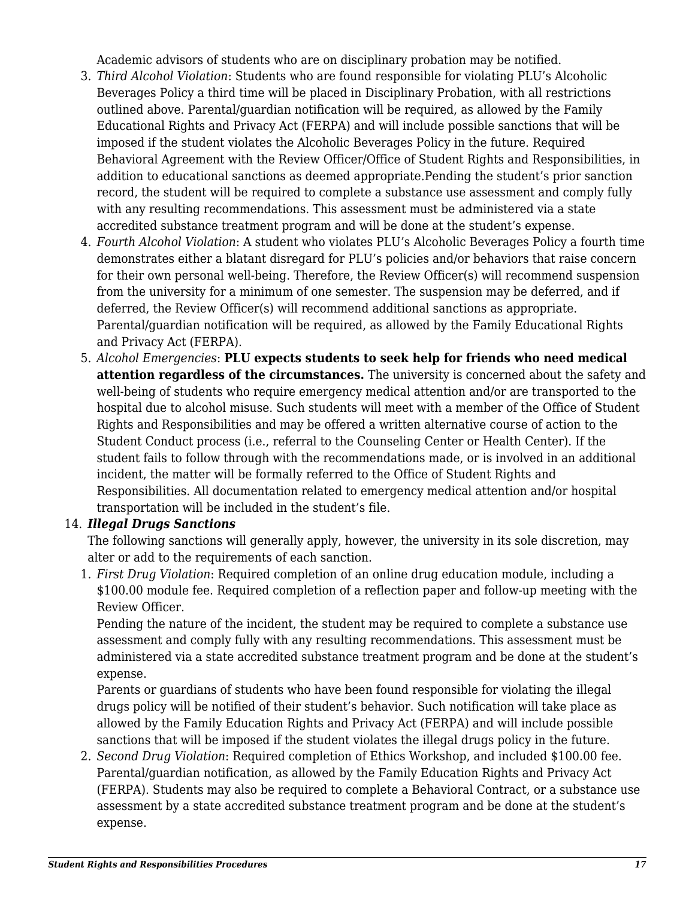Academic advisors of students who are on disciplinary probation may be notified.

3. *Third Alcohol Violation*: Students who are found responsible for violating PLU's Alcoholic Beverages Policy a third time will be placed in Disciplinary Probation, with all restrictions outlined above. Parental/guardian notification will be required, as allowed by the Family Educational Rights and Privacy Act (FERPA) and will include possible sanctions that will be imposed if the student violates the Alcoholic Beverages Policy in the future. Required Behavioral Agreement with the Review Officer/Office of Student Rights and Responsibilities, in addition to educational sanctions as deemed appropriate.Pending the student's prior sanction record, the student will be required to complete a substance use assessment and comply fully with any resulting recommendations. This assessment must be administered via a state accredited substance treatment program and will be done at the student's expense.
4. *Fourth Alcohol Violation*: A student who violates PLU's Alcoholic Beverages Policy a fourth time demonstrates either a blatant disregard for PLU's policies and/or behaviors that raise concern for their own personal well-being. Therefore, the Review Officer(s) will recommend suspension from the university for a minimum of one semester. The suspension may be deferred, and if deferred, the Review Officer(s) will recommend additional sanctions as appropriate. Parental/guardian notification will be required, as allowed by the Family Educational Rights and Privacy Act (FERPA).
5. *Alcohol Emergencies*: **PLU expects students to seek help for friends who need medical attention regardless of the circumstances.** The university is concerned about the safety and well-being of students who require emergency medical attention and/or are transported to the hospital due to alcohol misuse. Such students will meet with a member of the Office of Student Rights and Responsibilities and may be offered a written alternative course of action to the Student Conduct process (i.e., referral to the Counseling Center or Health Center). If the student fails to follow through with the recommendations made, or is involved in an additional incident, the matter will be formally referred to the Office of Student Rights and Responsibilities. All documentation related to emergency medical attention and/or hospital transportation will be included in the student's file.

14. ***Illegal Drugs Sanctions***

The following sanctions will generally apply, however, the university in its sole discretion, may alter or add to the requirements of each sanction.

1. *First Drug Violation*: Required completion of an online drug education module, including a \$100.00 module fee. Required completion of a reflection paper and follow-up meeting with the Review Officer.

   Pending the nature of the incident, the student may be required to complete a substance use assessment and comply fully with any resulting recommendations. This assessment must be administered via a state accredited substance treatment program and be done at the student's expense.

   Parents or guardians of students who have been found responsible for violating the illegal drugs policy will be notified of their student's behavior. Such notification will take place as allowed by the Family Education Rights and Privacy Act (FERPA) and will include possible sanctions that will be imposed if the student violates the illegal drugs policy in the future.
2. *Second Drug Violation*: Required completion of Ethics Workshop, and included \$100.00 fee. Parental/guardian notification, as allowed by the Family Education Rights and Privacy Act (FERPA). Students may also be required to complete a Behavioral Contract, or a substance use assessment by a state accredited substance treatment program and be done at the student's expense.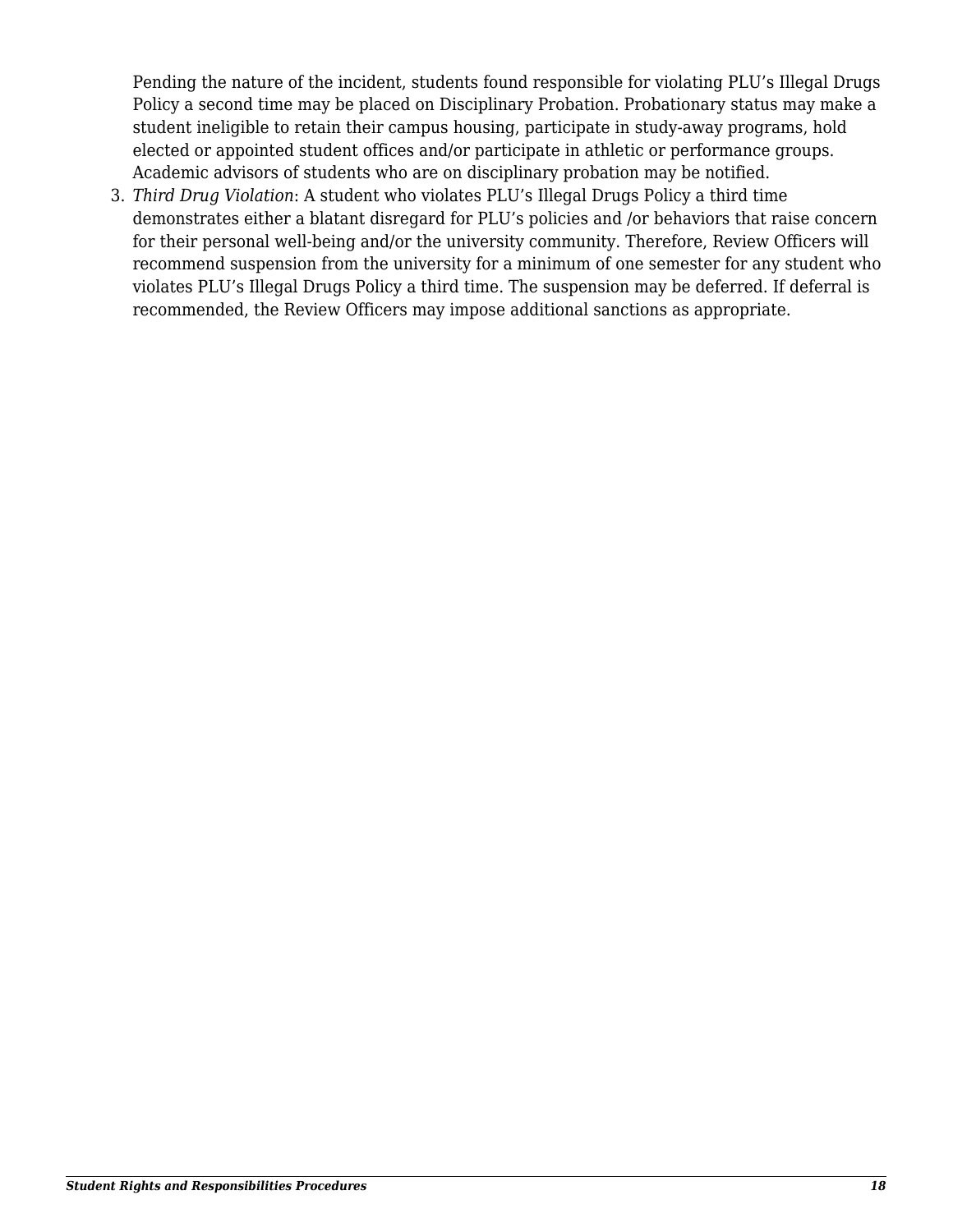Pending the nature of the incident, students found responsible for violating PLU's Illegal Drugs Policy a second time may be placed on Disciplinary Probation. Probationary status may make a student ineligible to retain their campus housing, participate in study-away programs, hold elected or appointed student offices and/or participate in athletic or performance groups. Academic advisors of students who are on disciplinary probation may be notified.

3. *Third Drug Violation*: A student who violates PLU's Illegal Drugs Policy a third time demonstrates either a blatant disregard for PLU's policies and /or behaviors that raise concern for their personal well-being and/or the university community. Therefore, Review Officers will recommend suspension from the university for a minimum of one semester for any student who violates PLU's Illegal Drugs Policy a third time. The suspension may be deferred. If deferral is recommended, the Review Officers may impose additional sanctions as appropriate.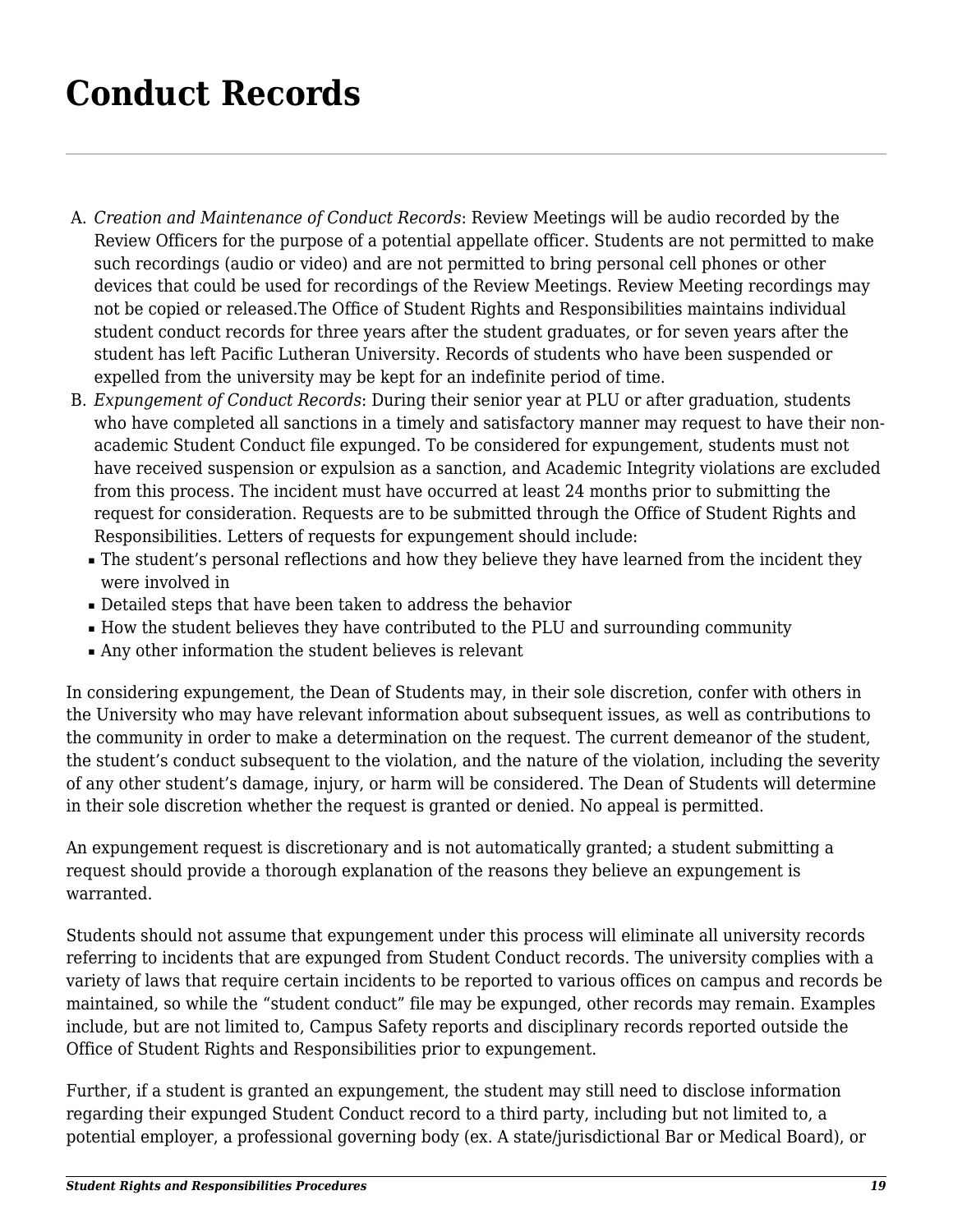# Conduct Records

A. *Creation and Maintenance of Conduct Records*: Review Meetings will be audio recorded by the Review Officers for the purpose of a potential appellate officer. Students are not permitted to make such recordings (audio or video) and are not permitted to bring personal cell phones or other devices that could be used for recordings of the Review Meetings. Review Meeting recordings may not be copied or released.The Office of Student Rights and Responsibilities maintains individual student conduct records for three years after the student graduates, or for seven years after the student has left Pacific Lutheran University. Records of students who have been suspended or expelled from the university may be kept for an indefinite period of time.

B. *Expungement of Conduct Records*: During their senior year at PLU or after graduation, students who have completed all sanctions in a timely and satisfactory manner may request to have their non-academic Student Conduct file expunged. To be considered for expungement, students must not have received suspension or expulsion as a sanction, and Academic Integrity violations are excluded from this process. The incident must have occurred at least 24 months prior to submitting the request for consideration. Requests are to be submitted through the Office of Student Rights and Responsibilities. Letters of requests for expungement should include:
   - The student's personal reflections and how they believe they have learned from the incident they were involved in
   - Detailed steps that have been taken to address the behavior
   - How the student believes they have contributed to the PLU and surrounding community
   - Any other information the student believes is relevant

In considering expungement, the Dean of Students may, in their sole discretion, confer with others in the University who may have relevant information about subsequent issues, as well as contributions to the community in order to make a determination on the request. The current demeanor of the student, the student's conduct subsequent to the violation, and the nature of the violation, including the severity of any other student's damage, injury, or harm will be considered. The Dean of Students will determine in their sole discretion whether the request is granted or denied. No appeal is permitted.

An expungement request is discretionary and is not automatically granted; a student submitting a request should provide a thorough explanation of the reasons they believe an expungement is warranted.

Students should not assume that expungement under this process will eliminate all university records referring to incidents that are expunged from Student Conduct records. The university complies with a variety of laws that require certain incidents to be reported to various offices on campus and records be maintained, so while the "student conduct" file may be expunged, other records may remain. Examples include, but are not limited to, Campus Safety reports and disciplinary records reported outside the Office of Student Rights and Responsibilities prior to expungement.

Further, if a student is granted an expungement, the student may still need to disclose information regarding their expunged Student Conduct record to a third party, including but not limited to, a potential employer, a professional governing body (ex. A state/jurisdictional Bar or Medical Board), or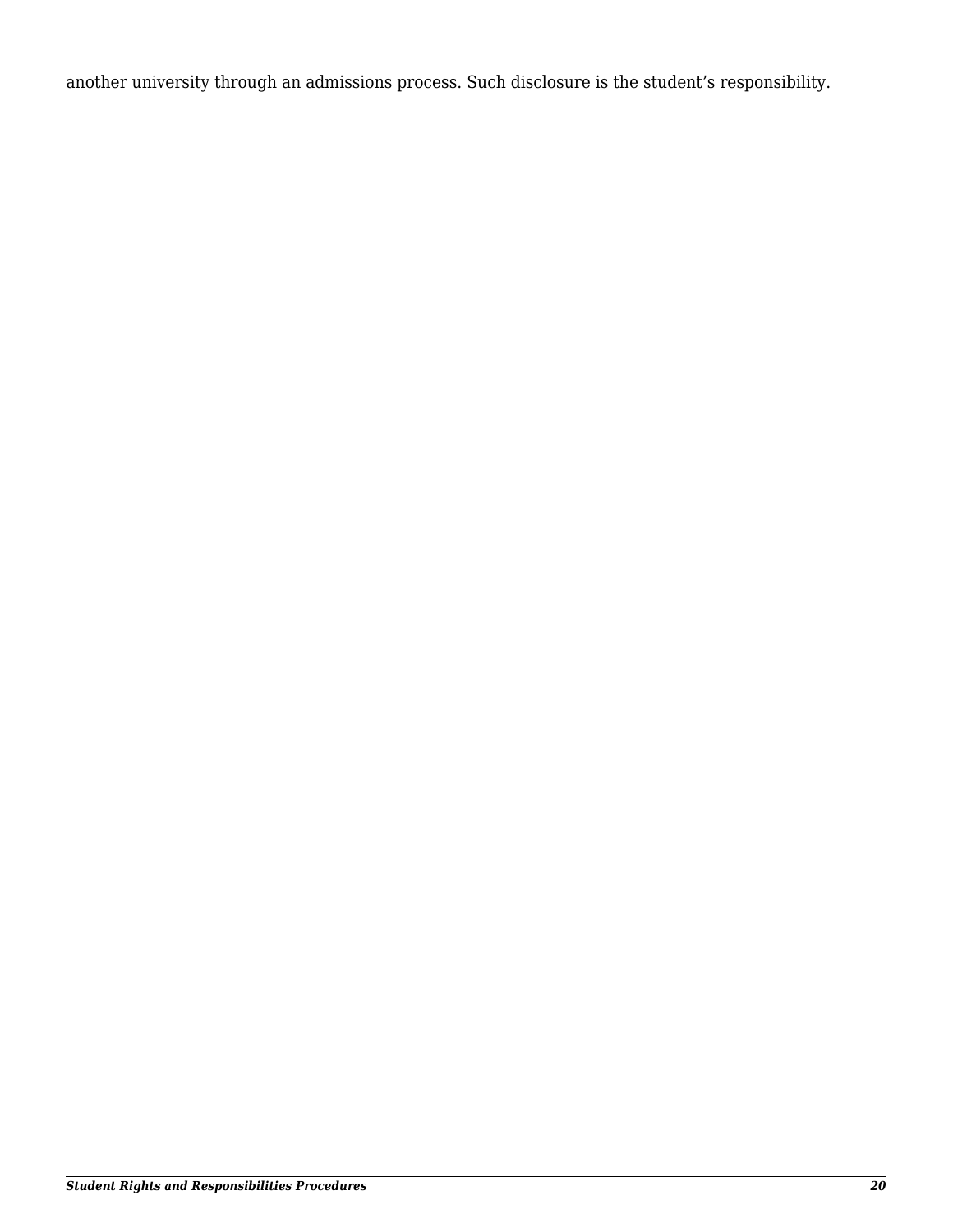another university through an admissions process. Such disclosure is the student’s responsibility.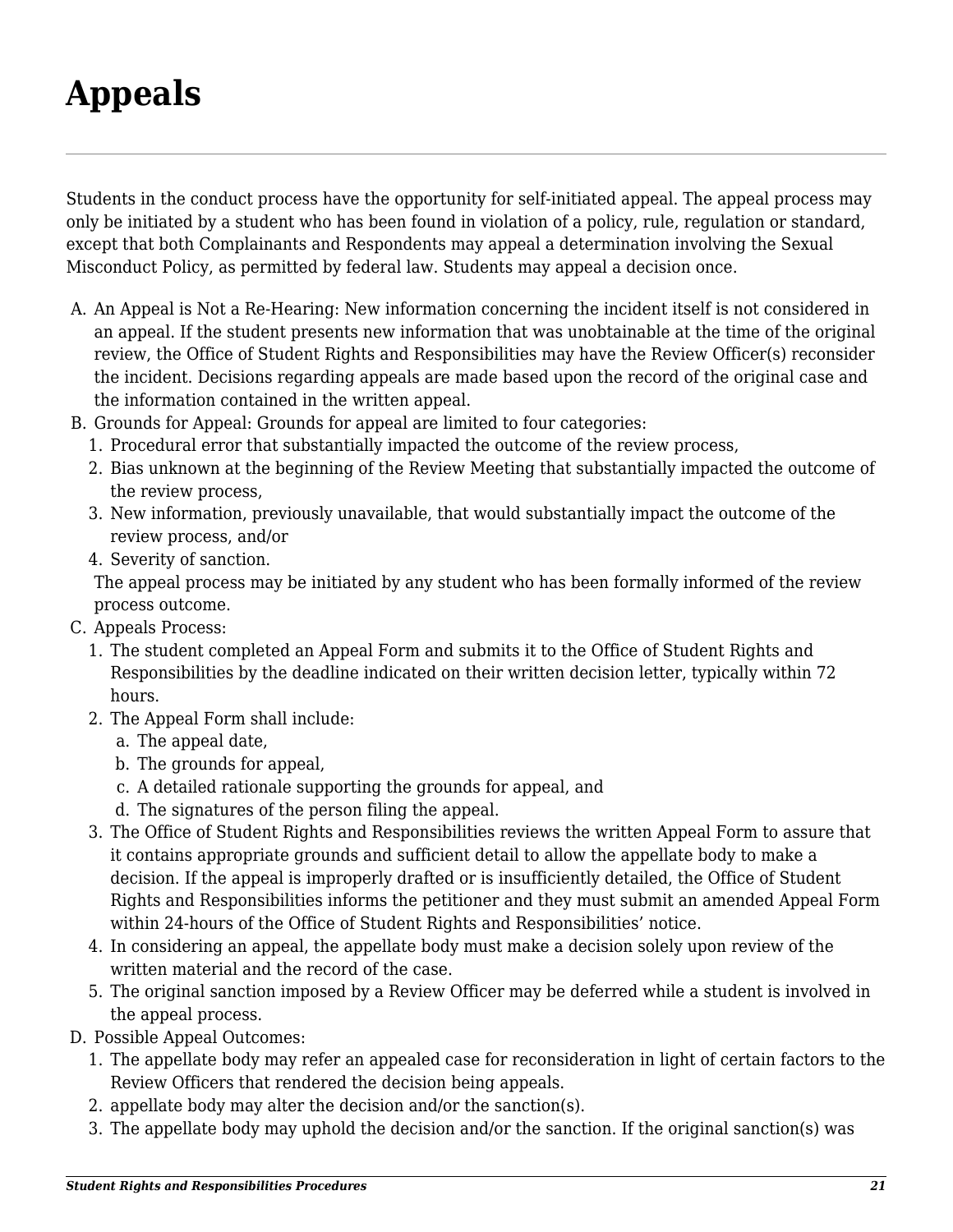# Appeals

Students in the conduct process have the opportunity for self-initiated appeal. The appeal process may only be initiated by a student who has been found in violation of a policy, rule, regulation or standard, except that both Complainants and Respondents may appeal a determination involving the Sexual Misconduct Policy, as permitted by federal law. Students may appeal a decision once.

A. An Appeal is Not a Re-Hearing: New information concerning the incident itself is not considered in an appeal. If the student presents new information that was unobtainable at the time of the original review, the Office of Student Rights and Responsibilities may have the Review Officer(s) reconsider the incident. Decisions regarding appeals are made based upon the record of the original case and the information contained in the written appeal.
B. Grounds for Appeal: Grounds for appeal are limited to four categories:
   1. Procedural error that substantially impacted the outcome of the review process,
   2. Bias unknown at the beginning of the Review Meeting that substantially impacted the outcome of the review process,
   3. New information, previously unavailable, that would substantially impact the outcome of the review process, and/or
   4. Severity of sanction.

   The appeal process may be initiated by any student who has been formally informed of the review process outcome.
C. Appeals Process:
   1. The student completed an Appeal Form and submits it to the Office of Student Rights and Responsibilities by the deadline indicated on their written decision letter, typically within 72 hours.
   2. The Appeal Form shall include:
      a. The appeal date,
      b. The grounds for appeal,
      c. A detailed rationale supporting the grounds for appeal, and
      d. The signatures of the person filing the appeal.
   3. The Office of Student Rights and Responsibilities reviews the written Appeal Form to assure that it contains appropriate grounds and sufficient detail to allow the appellate body to make a decision. If the appeal is improperly drafted or is insufficiently detailed, the Office of Student Rights and Responsibilities informs the petitioner and they must submit an amended Appeal Form within 24-hours of the Office of Student Rights and Responsibilities' notice.
   4. In considering an appeal, the appellate body must make a decision solely upon review of the written material and the record of the case.
   5. The original sanction imposed by a Review Officer may be deferred while a student is involved in the appeal process.
D. Possible Appeal Outcomes:
   1. The appellate body may refer an appealed case for reconsideration in light of certain factors to the Review Officers that rendered the decision being appeals.
   2. appellate body may alter the decision and/or the sanction(s).
   3. The appellate body may uphold the decision and/or the sanction. If the original sanction(s) was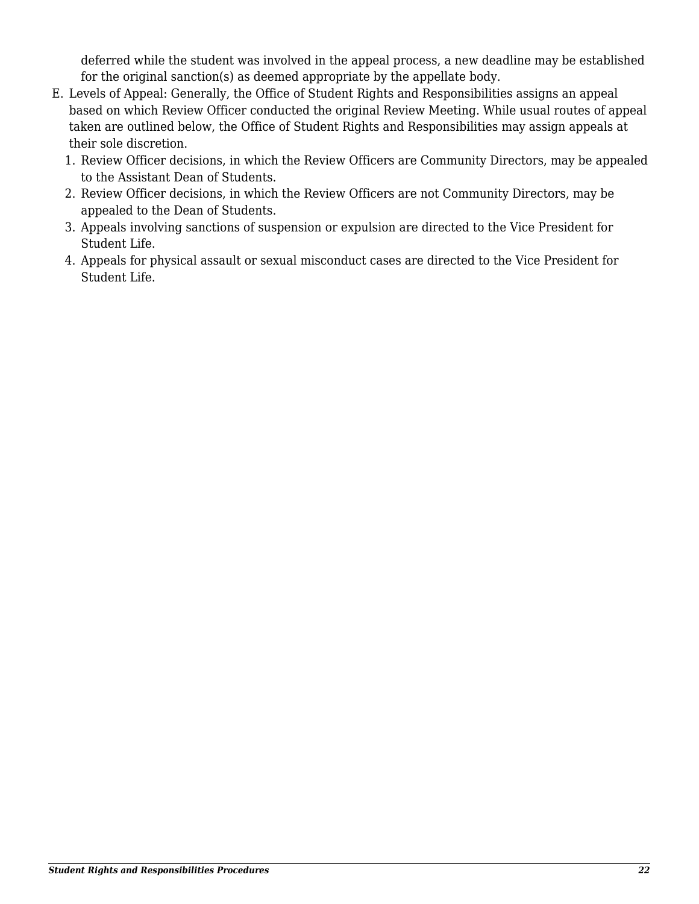deferred while the student was involved in the appeal process, a new deadline may be established for the original sanction(s) as deemed appropriate by the appellate body.

E. Levels of Appeal: Generally, the Office of Student Rights and Responsibilities assigns an appeal based on which Review Officer conducted the original Review Meeting. While usual routes of appeal taken are outlined below, the Office of Student Rights and Responsibilities may assign appeals at their sole discretion.
   1. Review Officer decisions, in which the Review Officers are Community Directors, may be appealed to the Assistant Dean of Students.
   2. Review Officer decisions, in which the Review Officers are not Community Directors, may be appealed to the Dean of Students.
   3. Appeals involving sanctions of suspension or expulsion are directed to the Vice President for Student Life.
   4. Appeals for physical assault or sexual misconduct cases are directed to the Vice President for Student Life.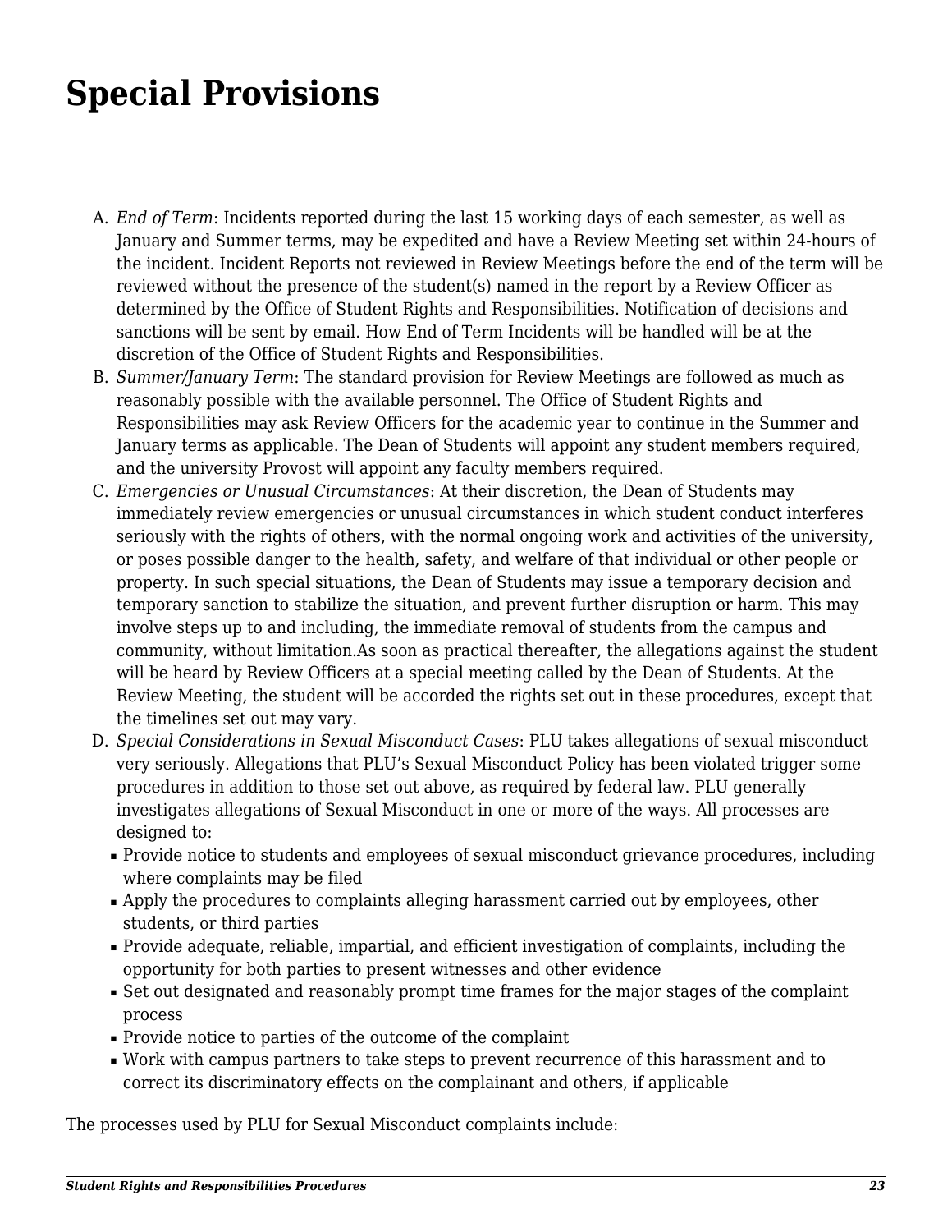# Special Provisions

A. *End of Term*: Incidents reported during the last 15 working days of each semester, as well as January and Summer terms, may be expedited and have a Review Meeting set within 24-hours of the incident. Incident Reports not reviewed in Review Meetings before the end of the term will be reviewed without the presence of the student(s) named in the report by a Review Officer as determined by the Office of Student Rights and Responsibilities. Notification of decisions and sanctions will be sent by email. How End of Term Incidents will be handled will be at the discretion of the Office of Student Rights and Responsibilities.
B. *Summer/January Term*: The standard provision for Review Meetings are followed as much as reasonably possible with the available personnel. The Office of Student Rights and Responsibilities may ask Review Officers for the academic year to continue in the Summer and January terms as applicable. The Dean of Students will appoint any student members required, and the university Provost will appoint any faculty members required.
C. *Emergencies or Unusual Circumstances*: At their discretion, the Dean of Students may immediately review emergencies or unusual circumstances in which student conduct interferes seriously with the rights of others, with the normal ongoing work and activities of the university, or poses possible danger to the health, safety, and welfare of that individual or other people or property. In such special situations, the Dean of Students may issue a temporary decision and temporary sanction to stabilize the situation, and prevent further disruption or harm. This may involve steps up to and including, the immediate removal of students from the campus and community, without limitation.As soon as practical thereafter, the allegations against the student will be heard by Review Officers at a special meeting called by the Dean of Students. At the Review Meeting, the student will be accorded the rights set out in these procedures, except that the timelines set out may vary.
D. *Special Considerations in Sexual Misconduct Cases*: PLU takes allegations of sexual misconduct very seriously. Allegations that PLU's Sexual Misconduct Policy has been violated trigger some procedures in addition to those set out above, as required by federal law. PLU generally investigates allegations of Sexual Misconduct in one or more of the ways. All processes are designed to:
   - Provide notice to students and employees of sexual misconduct grievance procedures, including where complaints may be filed
   - Apply the procedures to complaints alleging harassment carried out by employees, other students, or third parties
   - Provide adequate, reliable, impartial, and efficient investigation of complaints, including the opportunity for both parties to present witnesses and other evidence
   - Set out designated and reasonably prompt time frames for the major stages of the complaint process
   - Provide notice to parties of the outcome of the complaint
   - Work with campus partners to take steps to prevent recurrence of this harassment and to correct its discriminatory effects on the complainant and others, if applicable

The processes used by PLU for Sexual Misconduct complaints include: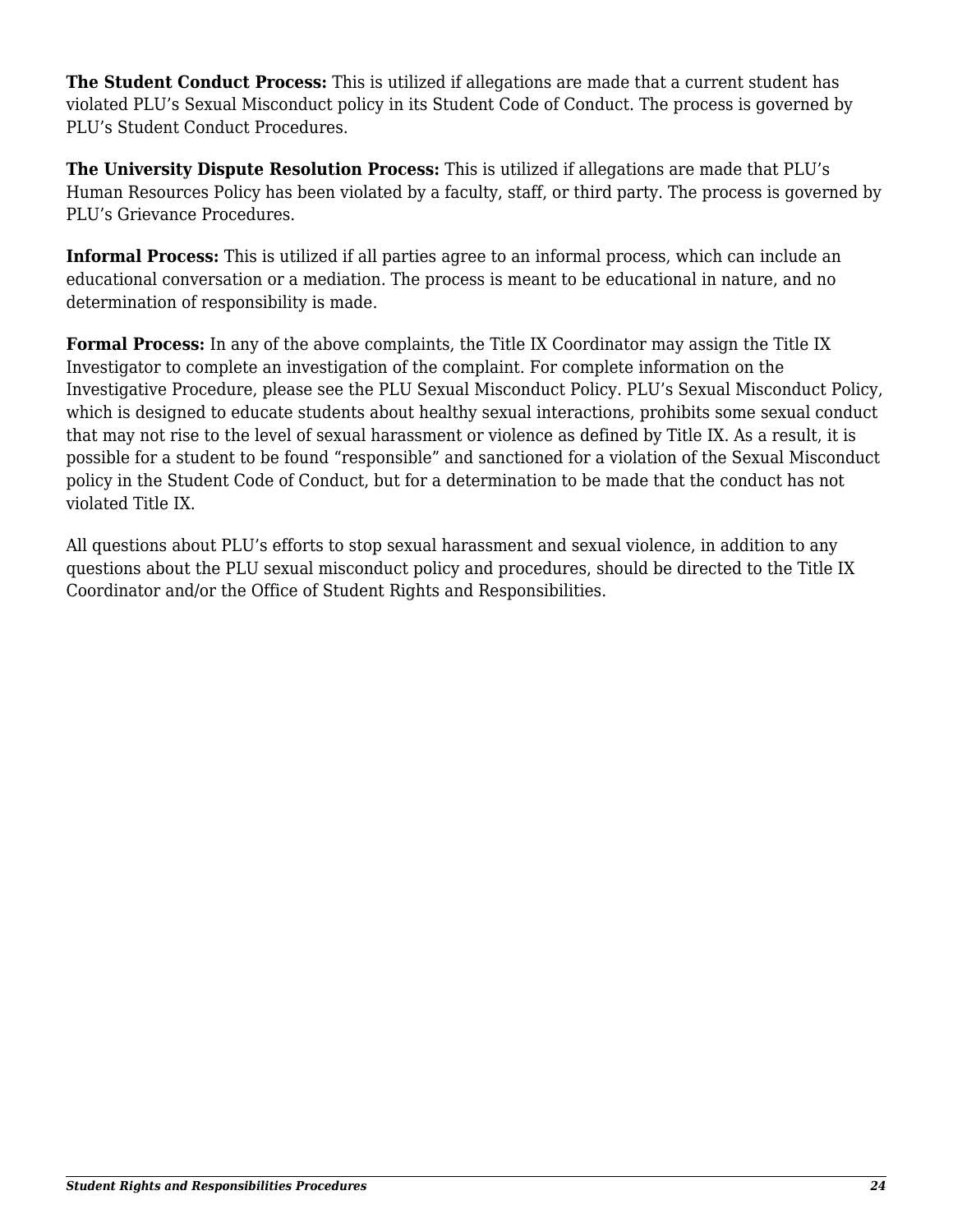**The Student Conduct Process:** This is utilized if allegations are made that a current student has violated PLU's Sexual Misconduct policy in its Student Code of Conduct. The process is governed by PLU's Student Conduct Procedures.

**The University Dispute Resolution Process:** This is utilized if allegations are made that PLU's Human Resources Policy has been violated by a faculty, staff, or third party. The process is governed by PLU's Grievance Procedures.

**Informal Process:** This is utilized if all parties agree to an informal process, which can include an educational conversation or a mediation. The process is meant to be educational in nature, and no determination of responsibility is made.

**Formal Process:** In any of the above complaints, the Title IX Coordinator may assign the Title IX Investigator to complete an investigation of the complaint. For complete information on the Investigative Procedure, please see the PLU Sexual Misconduct Policy. PLU's Sexual Misconduct Policy, which is designed to educate students about healthy sexual interactions, prohibits some sexual conduct that may not rise to the level of sexual harassment or violence as defined by Title IX. As a result, it is possible for a student to be found "responsible" and sanctioned for a violation of the Sexual Misconduct policy in the Student Code of Conduct, but for a determination to be made that the conduct has not violated Title IX.

All questions about PLU's efforts to stop sexual harassment and sexual violence, in addition to any questions about the PLU sexual misconduct policy and procedures, should be directed to the Title IX Coordinator and/or the Office of Student Rights and Responsibilities.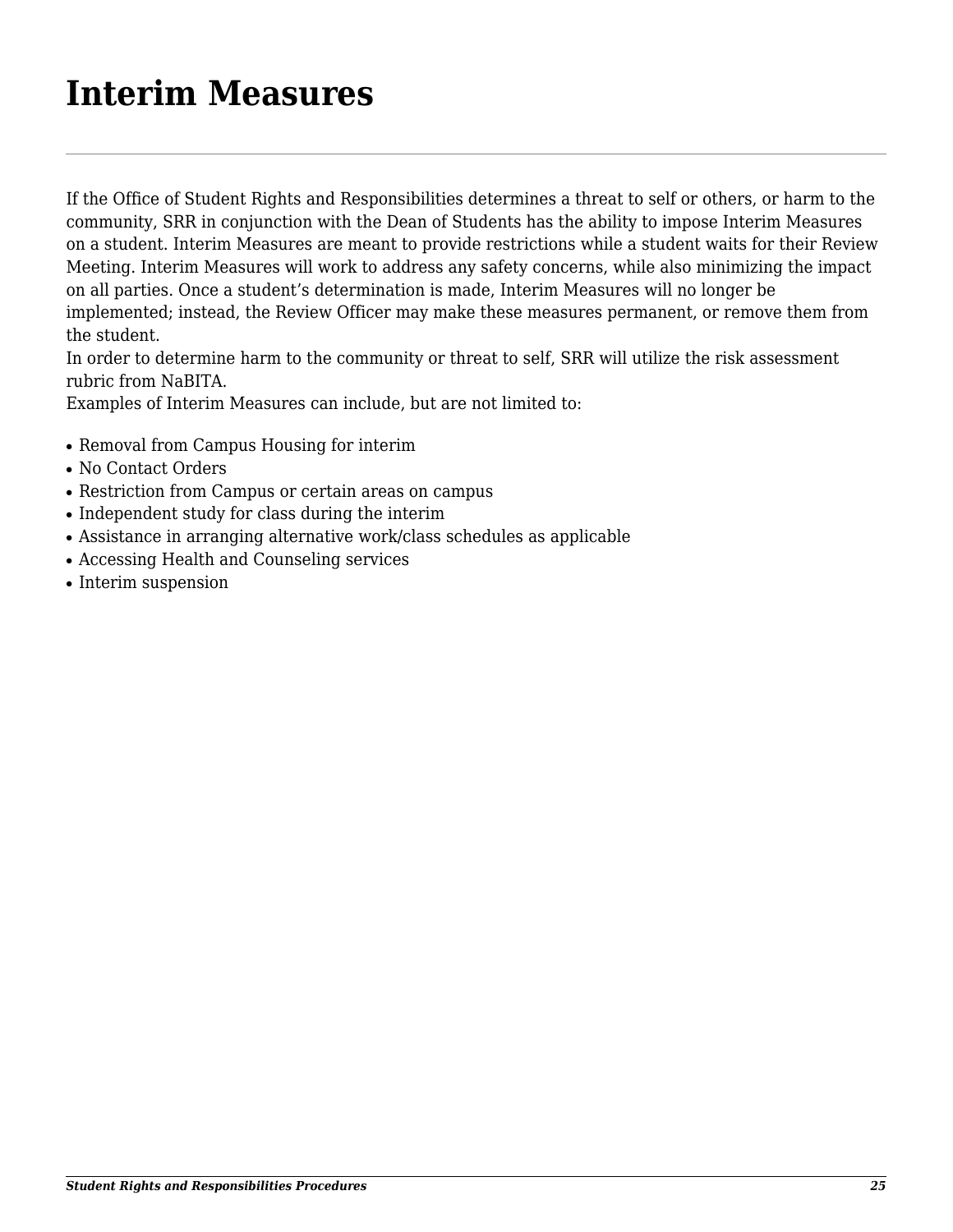# Interim Measures

If the Office of Student Rights and Responsibilities determines a threat to self or others, or harm to the community, SRR in conjunction with the Dean of Students has the ability to impose Interim Measures on a student. Interim Measures are meant to provide restrictions while a student waits for their Review Meeting. Interim Measures will work to address any safety concerns, while also minimizing the impact on all parties. Once a student's determination is made, Interim Measures will no longer be implemented; instead, the Review Officer may make these measures permanent, or remove them from the student.

In order to determine harm to the community or threat to self, SRR will utilize the risk assessment rubric from NaBITA.

Examples of Interim Measures can include, but are not limited to:

- Removal from Campus Housing for interim
- No Contact Orders
- Restriction from Campus or certain areas on campus
- Independent study for class during the interim
- Assistance in arranging alternative work/class schedules as applicable
- Accessing Health and Counseling services
- Interim suspension